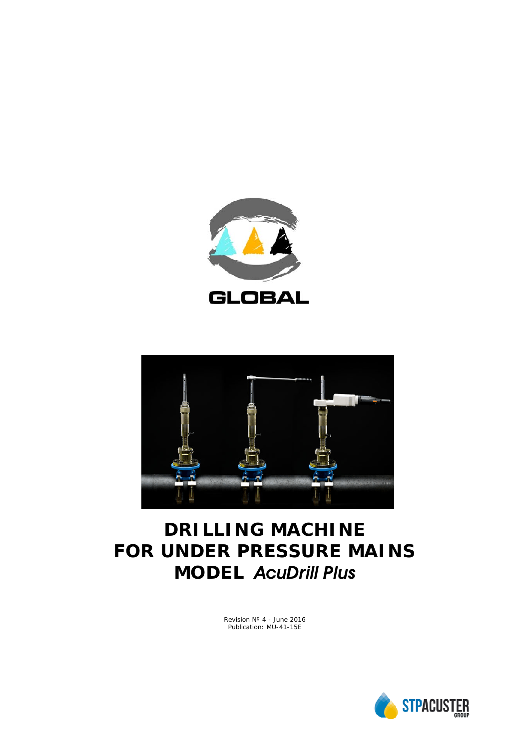GLOBAL

# DRILLING MACHINE FOR UNDER PRESSURE MAINS MODEL *AcuDrill Plus*

Revision Nº 4 - June 2016
Publication: MU-41-15E

STPACUSTER GROUP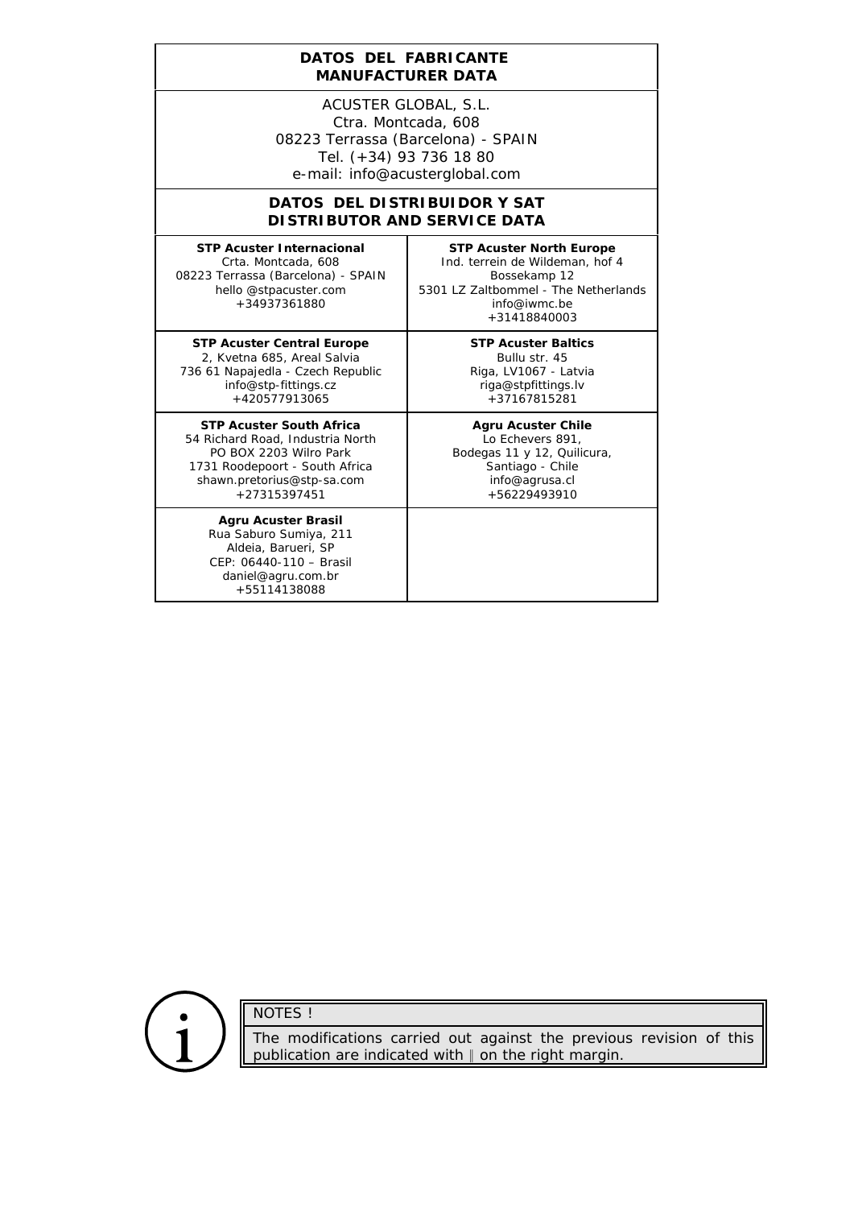## DATOS DEL FABRICANTE
## MANUFACTURER DATA

ACUSTER GLOBAL, S.L.
Ctra. Montcada, 608
08223 Terrassa (Barcelona) - SPAIN
Tel. (+34) 93 736 18 80
e-mail: info@acusterglobal.com

## DATOS DEL DISTRIBUIDOR Y SAT
## DISTRIBUTOR AND SERVICE DATA

| | |
|---|---|
| **STP Acuster Internacional**<br>Crta. Montcada, 608<br>08223 Terrassa (Barcelona) - SPAIN<br>hello @stpacuster.com<br>+34937361880 | **STP Acuster North Europe**<br>Ind. terrein de Wildeman, hof 4<br>Bossekamp 12<br>5301 LZ Zaltbommel - The Netherlands<br>info@iwmc.be<br>+31418840003 |
| **STP Acuster Central Europe**<br>2, Kvetna 685, Areal Salvia<br>736 61 Napajedla - Czech Republic<br>info@stp-fittings.cz<br>+420577913065 | **STP Acuster Baltics**<br>Bullu str. 45<br>Riga, LV1067 - Latvia<br>riga@stpfittings.lv<br>+37167815281 |
| **STP Acuster South Africa**<br>54 Richard Road, Industria North<br>PO BOX 2203 Wilro Park<br>1731 Roodepoort - South Africa<br>shawn.pretorius@stp-sa.com<br>+27315397451 | **Agru Acuster Chile**<br>Lo Echevers 891,<br>Bodegas 11 y 12, Quilicura,<br>Santiago - Chile<br>info@agrusa.cl<br>+56229493910 |
| **Agru Acuster Brasil**<br>Rua Saburo Sumiya, 211<br>Aldeia, Barueri, SP<br>CEP: 06440-110 – Brasil<br>daniel@agru.com.br<br>+55114138088 | |

NOTES !

The modifications carried out against the previous revision of this publication are indicated with ‖ on the right margin.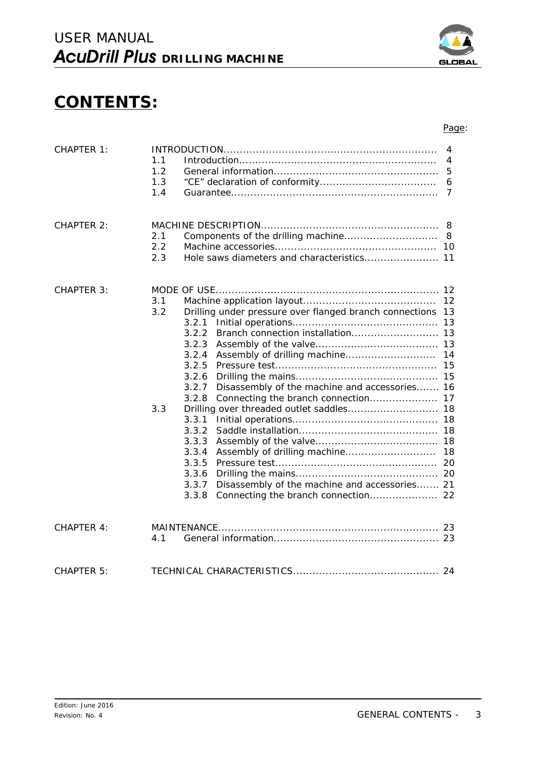# CONTENTS:

| | | Page: |
|---|---|---|
| CHAPTER 1: | INTRODUCTION | 4 |
| | 1.1 Introduction | 4 |
| | 1.2 General information | 5 |
| | 1.3 "CE" declaration of conformity | 6 |
| | 1.4 Guarantee | 7 |
| CHAPTER 2: | MACHINE DESCRIPTION | 8 |
| | 2.1 Components of the drilling machine | 8 |
| | 2.2 Machine accessories | 10 |
| | 2.3 Hole saws diameters and characteristics | 11 |
| CHAPTER 3: | MODE OF USE | 12 |
| | 3.1 Machine application layout | 12 |
| | 3.2 Drilling under pressure over flanged branch connections | 13 |
| | 3.2.1 Initial operations | 13 |
| | 3.2.2 Branch connection installation | 13 |
| | 3.2.3 Assembly of the valve | 13 |
| | 3.2.4 Assembly of drilling machine | 14 |
| | 3.2.5 Pressure test | 15 |
| | 3.2.6 Drilling the mains | 15 |
| | 3.2.7 Disassembly of the machine and accessories | 16 |
| | 3.2.8 Connecting the branch connection | 17 |
| | 3.3 Drilling over threaded outlet saddles | 18 |
| | 3.3.1 Initial operations | 18 |
| | 3.3.2 Saddle installation | 18 |
| | 3.3.3 Assembly of the valve | 18 |
| | 3.3.4 Assembly of drilling machine | 18 |
| | 3.3.5 Pressure test | 20 |
| | 3.3.6 Drilling the mains | 20 |
| | 3.3.7 Disassembly of the machine and accessories | 21 |
| | 3.3.8 Connecting the branch connection | 22 |
| CHAPTER 4: | MAINTENANCE | 23 |
| | 4.1 General information | 23 |
| CHAPTER 5: | TECHNICAL CHARACTERISTICS | 24 |

Edition: June 2016
Revision: No. 4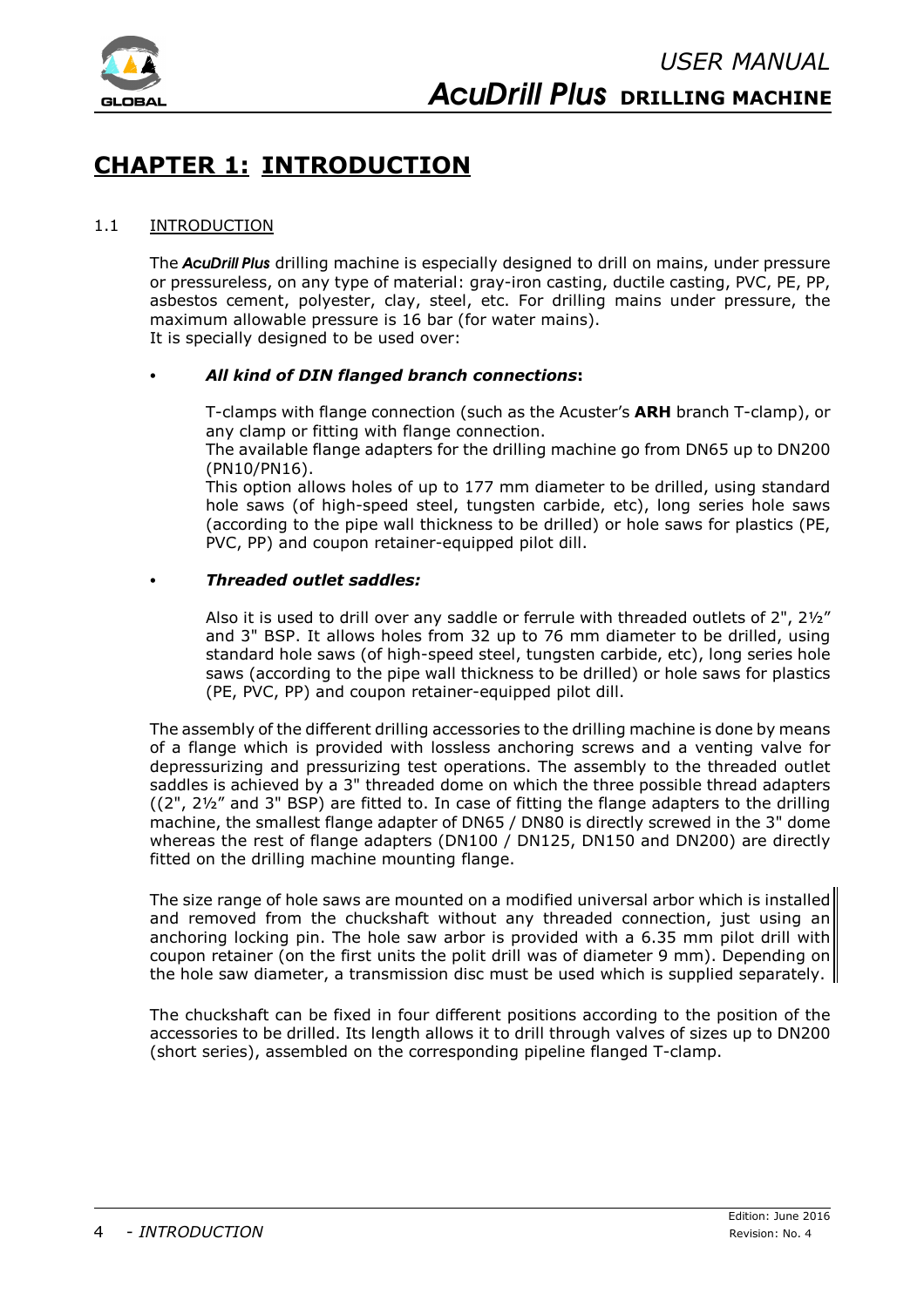# CHAPTER 1: INTRODUCTION

## 1.1 INTRODUCTION

The ***AcuDrill Plus*** drilling machine is especially designed to drill on mains, under pressure or pressureless, on any type of material: gray-iron casting, ductile casting, PVC, PE, PP, asbestos cement, polyester, clay, steel, etc. For drilling mains under pressure, the maximum allowable pressure is 16 bar (for water mains).
It is specially designed to be used over:

- ***All kind of DIN flanged branch connections*:**

  T-clamps with flange connection (such as the Acuster's **ARH** branch T-clamp), or any clamp or fitting with flange connection.
  The available flange adapters for the drilling machine go from DN65 up to DN200 (PN10/PN16).
  This option allows holes of up to 177 mm diameter to be drilled, using standard hole saws (of high-speed steel, tungsten carbide, etc), long series hole saws (according to the pipe wall thickness to be drilled) or hole saws for plastics (PE, PVC, PP) and coupon retainer-equipped pilot dill.

- ***Threaded outlet saddles:***

  Also it is used to drill over any saddle or ferrule with threaded outlets of 2", 2½" and 3" BSP. It allows holes from 32 up to 76 mm diameter to be drilled, using standard hole saws (of high-speed steel, tungsten carbide, etc), long series hole saws (according to the pipe wall thickness to be drilled) or hole saws for plastics (PE, PVC, PP) and coupon retainer-equipped pilot dill.

The assembly of the different drilling accessories to the drilling machine is done by means of a flange which is provided with lossless anchoring screws and a venting valve for depressurizing and pressurizing test operations. The assembly to the threaded outlet saddles is achieved by a 3" threaded dome on which the three possible thread adapters ((2", 2½" and 3" BSP) are fitted to. In case of fitting the flange adapters to the drilling machine, the smallest flange adapter of DN65 / DN80 is directly screwed in the 3" dome whereas the rest of flange adapters (DN100 / DN125, DN150 and DN200) are directly fitted on the drilling machine mounting flange.

The size range of hole saws are mounted on a modified universal arbor which is installed and removed from the chuckshaft without any threaded connection, just using an anchoring locking pin. The hole saw arbor is provided with a 6.35 mm pilot drill with coupon retainer (on the first units the polit drill was of diameter 9 mm). Depending on the hole saw diameter, a transmission disc must be used which is supplied separately.

The chuckshaft can be fixed in four different positions according to the position of the accessories to be drilled. Its length allows it to drill through valves of sizes up to DN200 (short series), assembled on the corresponding pipeline flanged T-clamp.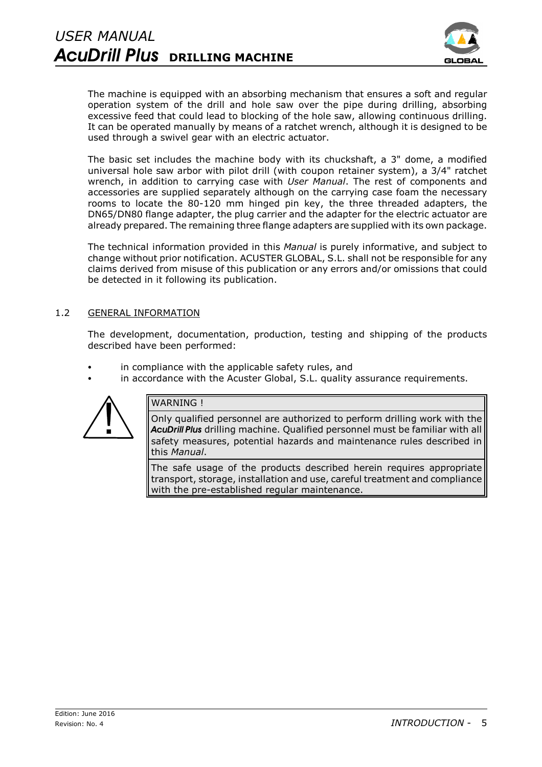The machine is equipped with an absorbing mechanism that ensures a soft and regular operation system of the drill and hole saw over the pipe during drilling, absorbing excessive feed that could lead to blocking of the hole saw, allowing continuous drilling. It can be operated manually by means of a ratchet wrench, although it is designed to be used through a swivel gear with an electric actuator.

The basic set includes the machine body with its chuckshaft, a 3" dome, a modified universal hole saw arbor with pilot drill (with coupon retainer system), a 3/4" ratchet wrench, in addition to carrying case with *User Manual*. The rest of components and accessories are supplied separately although on the carrying case foam the necessary rooms to locate the 80-120 mm hinged pin key, the three threaded adapters, the DN65/DN80 flange adapter, the plug carrier and the adapter for the electric actuator are already prepared. The remaining three flange adapters are supplied with its own package.

The technical information provided in this *Manual* is purely informative, and subject to change without prior notification. ACUSTER GLOBAL, S.L. shall not be responsible for any claims derived from misuse of this publication or any errors and/or omissions that could be detected in it following its publication.

## 1.2 GENERAL INFORMATION

The development, documentation, production, testing and shipping of the products described have been performed:

- in compliance with the applicable safety rules, and
- in accordance with the Acuster Global, S.L. quality assurance requirements.

> WARNING !
>
> Only qualified personnel are authorized to perform drilling work with the ***AcuDrill Plus*** drilling machine. Qualified personnel must be familiar with all safety measures, potential hazards and maintenance rules described in this *Manual*.
>
> The safe usage of the products described herein requires appropriate transport, storage, installation and use, careful treatment and compliance with the pre-established regular maintenance.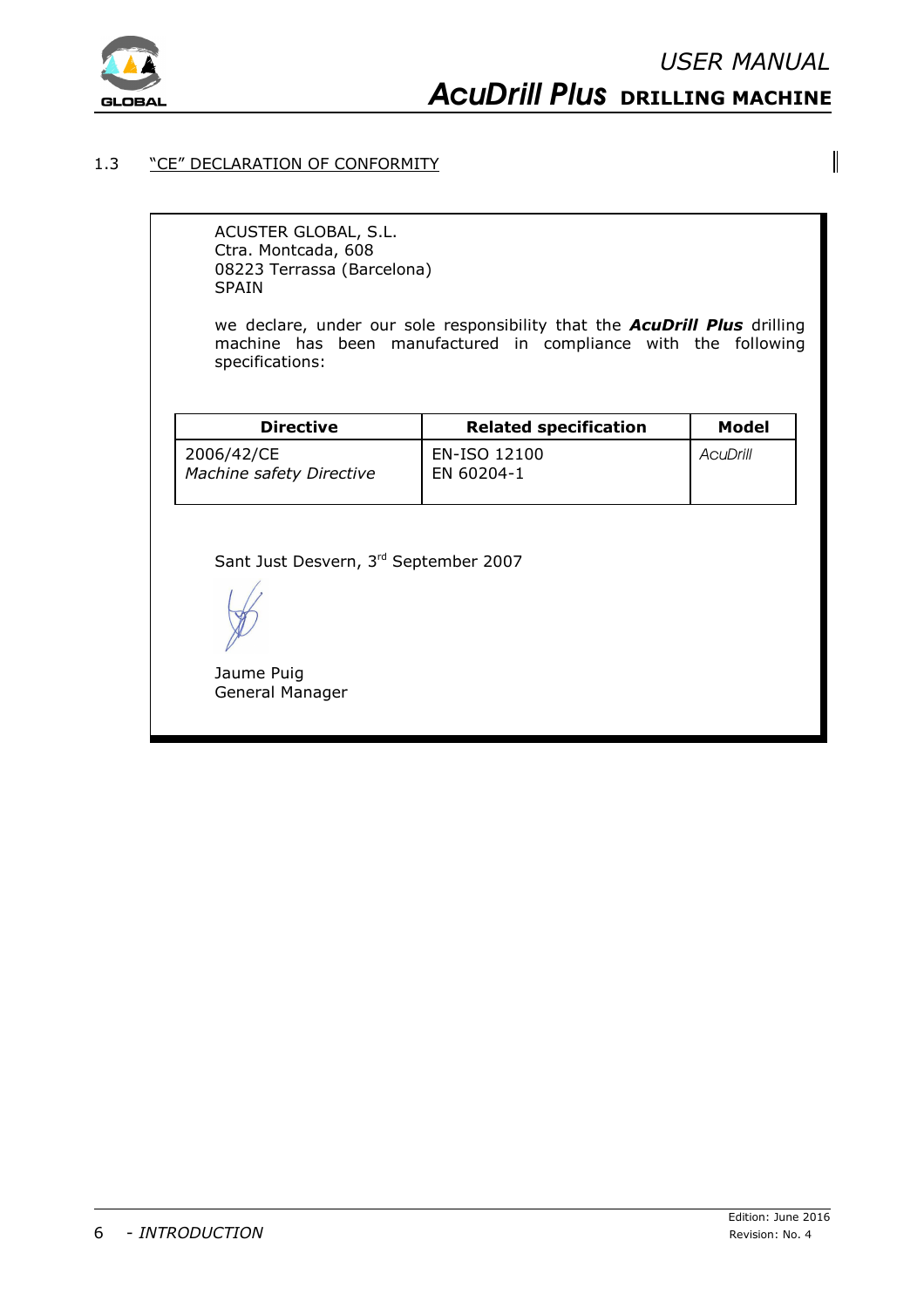## 1.3 "CE" DECLARATION OF CONFORMITY

ACUSTER GLOBAL, S.L.
Ctra. Montcada, 608
08223 Terrassa (Barcelona)
SPAIN

we declare, under our sole responsibility that the ***AcuDrill Plus*** drilling machine has been manufactured in compliance with the following specifications:

| Directive | Related specification | Model |
|---|---|---|
| 2006/42/CE<br>*Machine safety Directive* | EN-ISO 12100<br>EN 60204-1 | *AcuDrill* |

Sant Just Desvern, 3rd September 2007

Jaume Puig
General Manager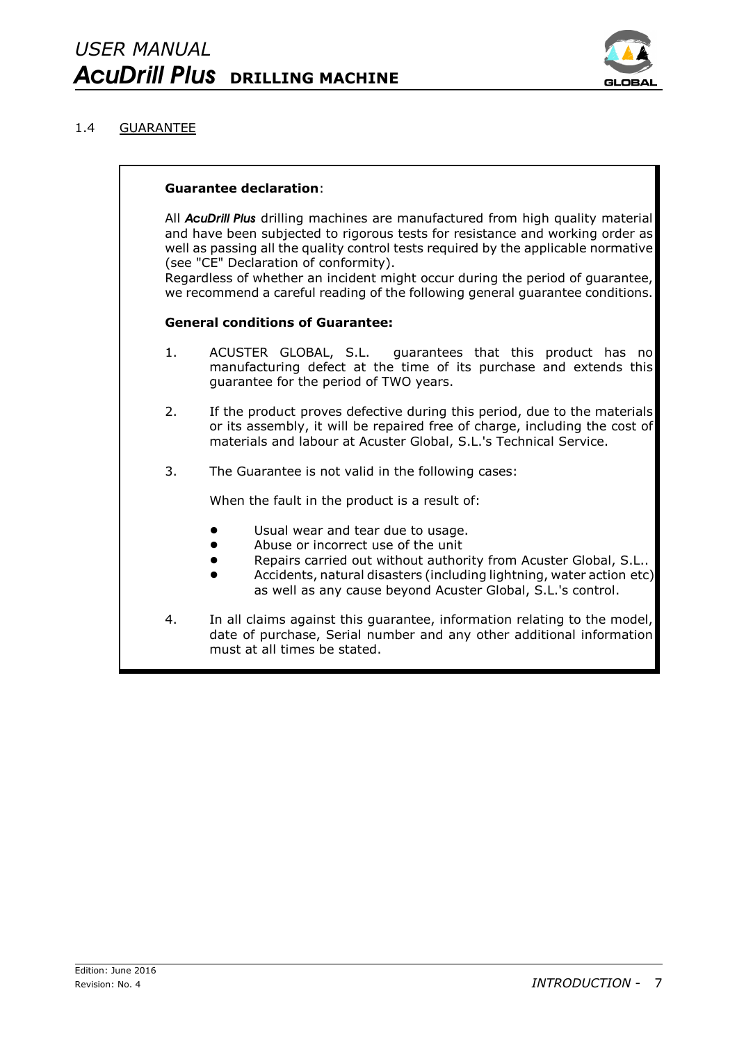## 1.4 GUARANTEE

**Guarantee declaration**:

All ***AcuDrill Plus*** drilling machines are manufactured from high quality material and have been subjected to rigorous tests for resistance and working order as well as passing all the quality control tests required by the applicable normative (see "CE" Declaration of conformity).
Regardless of whether an incident might occur during the period of guarantee, we recommend a careful reading of the following general guarantee conditions.

**General conditions of Guarantee:**

1. ACUSTER GLOBAL, S.L. guarantees that this product has no manufacturing defect at the time of its purchase and extends this guarantee for the period of TWO years.

2. If the product proves defective during this period, due to the materials or its assembly, it will be repaired free of charge, including the cost of materials and labour at Acuster Global, S.L.'s Technical Service.

3. The Guarantee is not valid in the following cases:

   When the fault in the product is a result of:

   - Usual wear and tear due to usage.
   - Abuse or incorrect use of the unit
   - Repairs carried out without authority from Acuster Global, S.L..
   - Accidents, natural disasters (including lightning, water action etc) as well as any cause beyond Acuster Global, S.L.'s control.

4. In all claims against this guarantee, information relating to the model, date of purchase, Serial number and any other additional information must at all times be stated.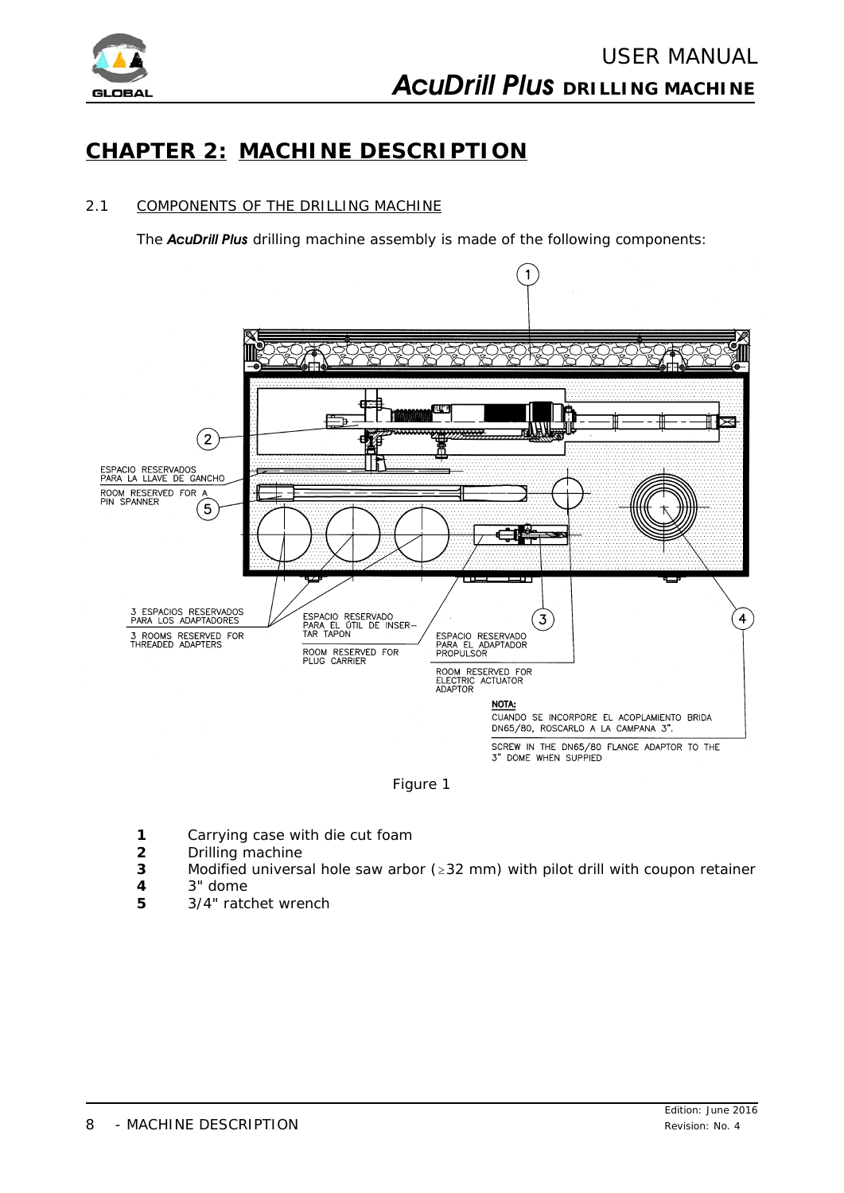# CHAPTER 2: MACHINE DESCRIPTION

## 2.1 COMPONENTS OF THE DRILLING MACHINE

The ***AcuDrill Plus*** drilling machine assembly is made of the following components:

ESPACIO RESERVADOS PARA LA LLAVE DE GANCHO

ROOM RESERVED FOR A PIN SPANNER

3 ESPACIOS RESERVADOS PARA LOS ADAPTADORES

3 ROOMS RESERVED FOR THREADED ADAPTERS

ESPACIO RESERVADO PARA EL ÚTIL DE INSERTAR TAPON

ROOM RESERVED FOR PLUG CARRIER

ESPACIO RESERVADO PARA EL ADAPTADOR PROPULSOR

ROOM RESERVED FOR ELECTRIC ACTUATOR ADAPTOR

**NOTA:**
CUANDO SE INCORPORE EL ACOPLAMIENTO BRIDA DN65/80, ROSCARLO A LA CAMPANA 3".

SCREW IN THE DN65/80 FLANGE ADAPTOR TO THE 3" DOME WHEN SUPPIED

Figure 1

- **1** Carrying case with die cut foam
- **2** Drilling machine
- **3** Modified universal hole saw arbor (≥32 mm) with pilot drill with coupon retainer
- **4** 3" dome
- **5** 3/4" ratchet wrench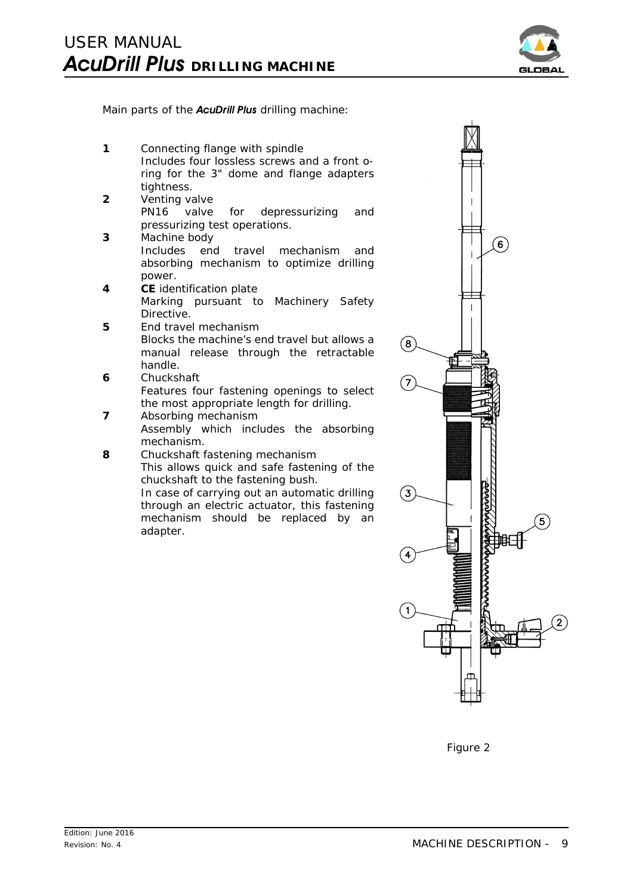Main parts of the ***AcuDrill Plus*** drilling machine:

**1** Connecting flange with spindle
Includes four lossless screws and a front o-ring for the 3" dome and flange adapters tightness.

**2** Venting valve
PN16 valve for depressurizing and pressurizing test operations.

**3** Machine body
Includes end travel mechanism and absorbing mechanism to optimize drilling power.

**4** **CE** identification plate
Marking pursuant to Machinery Safety Directive.

**5** End travel mechanism
Blocks the machine's end travel but allows a manual release through the retractable handle.

**6** Chuckshaft
Features four fastening openings to select the most appropriate length for drilling.

**7** Absorbing mechanism
Assembly which includes the absorbing mechanism.

**8** Chuckshaft fastening mechanism
This allows quick and safe fastening of the chuckshaft to the fastening bush.
In case of carrying out an automatic drilling through an electric actuator, this fastening mechanism should be replaced by an adapter.

Figure 2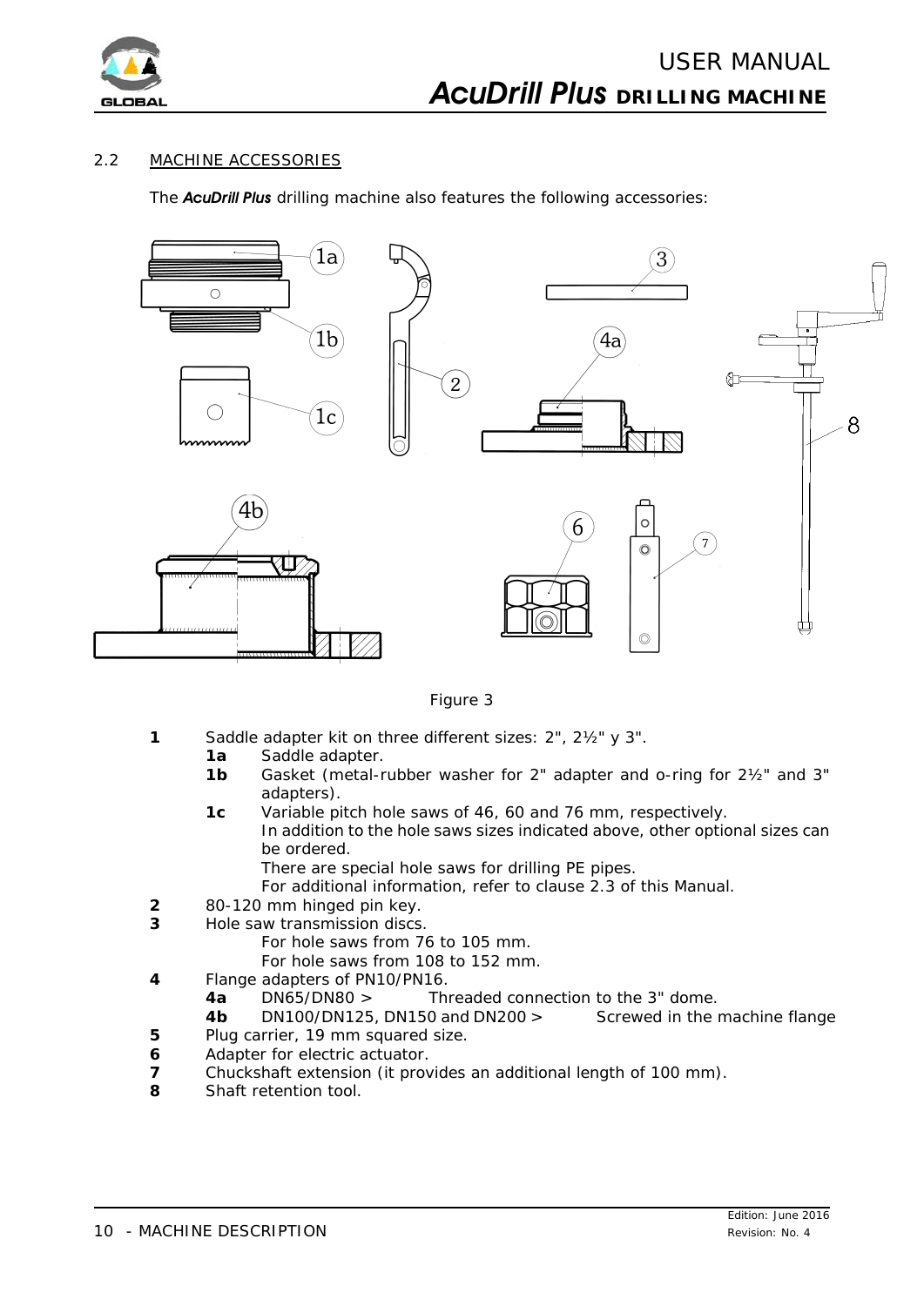## 2.2 MACHINE ACCESSORIES

The ***AcuDrill Plus*** drilling machine also features the following accessories:

Figure 3

- **1** Saddle adapter kit on three different sizes: 2", 2½" y 3".
  - **1a** Saddle adapter.
  - **1b** Gasket (metal-rubber washer for 2" adapter and o-ring for 2½" and 3" adapters).
  - **1c** Variable pitch hole saws of 46, 60 and 76 mm, respectively.
    In addition to the hole saws sizes indicated above, other optional sizes can be ordered.
    There are special hole saws for drilling PE pipes.
    For additional information, refer to clause 2.3 of this Manual.
- **2** 80-120 mm hinged pin key.
- **3** Hole saw transmission discs.
  For hole saws from 76 to 105 mm.
  For hole saws from 108 to 152 mm.
- **4** Flange adapters of PN10/PN16.
  - **4a** DN65/DN80 > Threaded connection to the 3" dome.
  - **4b** DN100/DN125, DN150 and DN200 > Screwed in the machine flange
- **5** Plug carrier, 19 mm squared size.
- **6** Adapter for electric actuator.
- **7** Chuckshaft extension (it provides an additional length of 100 mm).
- **8** Shaft retention tool.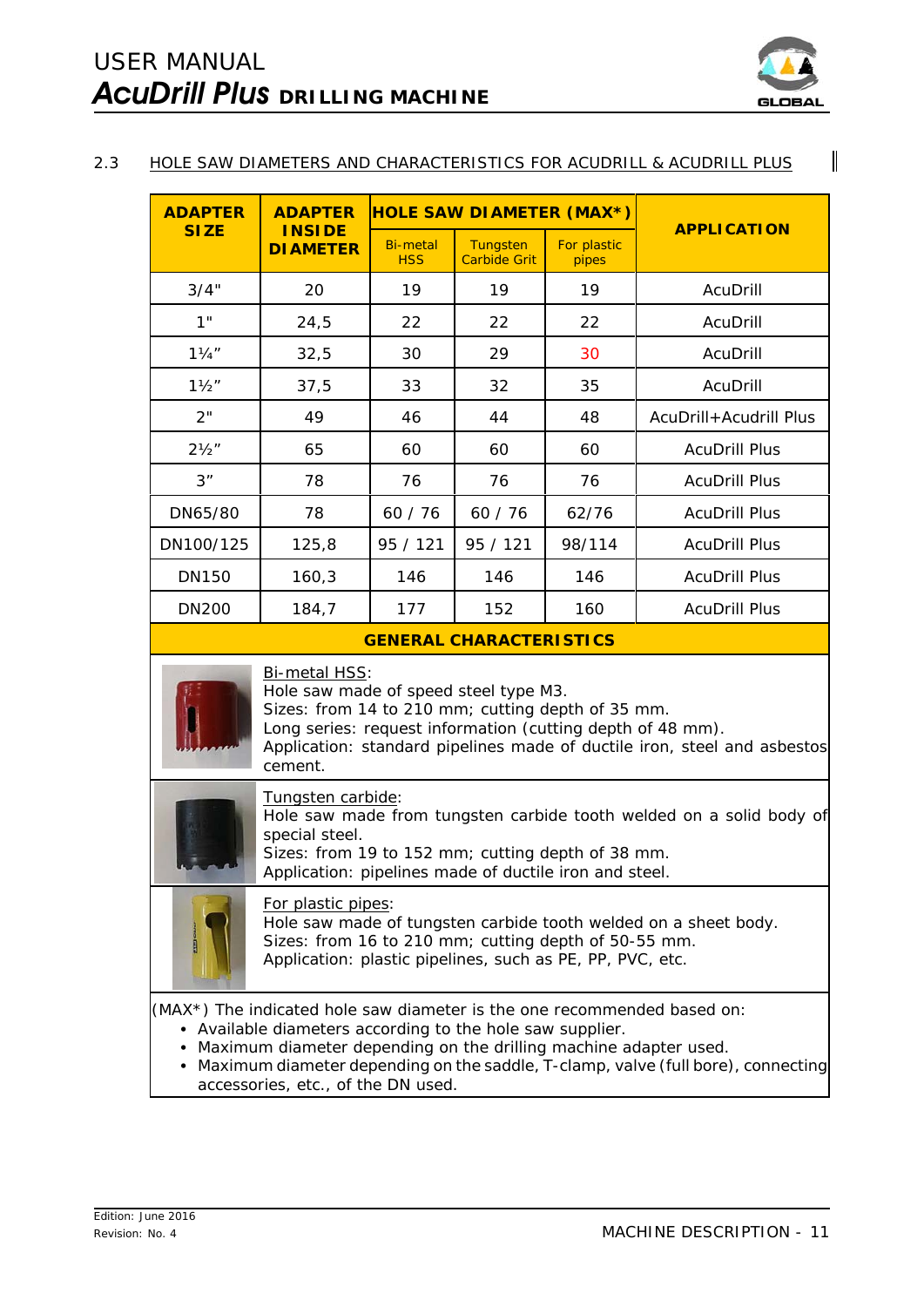## 2.3 HOLE SAW DIAMETERS AND CHARACTERISTICS FOR ACUDRILL & ACUDRILL PLUS

| ADAPTER SIZE | ADAPTER INSIDE DIAMETER | HOLE SAW DIAMETER (MAX*) | | | APPLICATION |
|---|---|---|---|---|---|
| | | Bi-metal HSS | Tungsten Carbide Grit | For plastic pipes | |
| 3/4" | 20 | 19 | 19 | 19 | AcuDrill |
| 1" | 24,5 | 22 | 22 | 22 | AcuDrill |
| 1¼" | 32,5 | 30 | 29 | 30 | AcuDrill |
| 1½" | 37,5 | 33 | 32 | 35 | AcuDrill |
| 2" | 49 | 46 | 44 | 48 | AcuDrill+Acudrill Plus |
| 2½" | 65 | 60 | 60 | 60 | AcuDrill Plus |
| 3" | 78 | 76 | 76 | 76 | AcuDrill Plus |
| DN65/80 | 78 | 60 / 76 | 60 / 76 | 62/76 | AcuDrill Plus |
| DN100/125 | 125,8 | 95 / 121 | 95 / 121 | 98/114 | AcuDrill Plus |
| DN150 | 160,3 | 146 | 146 | 146 | AcuDrill Plus |
| DN200 | 184,7 | 177 | 152 | 160 | AcuDrill Plus |

### GENERAL CHARACTERISTICS

Bi-metal HSS:
Hole saw made of speed steel type M3.
Sizes: from 14 to 210 mm; cutting depth of 35 mm.
Long series: request information (cutting depth of 48 mm).
Application: standard pipelines made of ductile iron, steel and asbestos cement.

Tungsten carbide:
Hole saw made from tungsten carbide tooth welded on a solid body of special steel.
Sizes: from 19 to 152 mm; cutting depth of 38 mm.
Application: pipelines made of ductile iron and steel.

For plastic pipes:
Hole saw made of tungsten carbide tooth welded on a sheet body.
Sizes: from 16 to 210 mm; cutting depth of 50-55 mm.
Application: plastic pipelines, such as PE, PP, PVC, etc.

(MAX*) The indicated hole saw diameter is the one recommended based on:

- Available diameters according to the hole saw supplier.
- Maximum diameter depending on the drilling machine adapter used.
- Maximum diameter depending on the saddle, T-clamp, valve (full bore), connecting accessories, etc., of the DN used.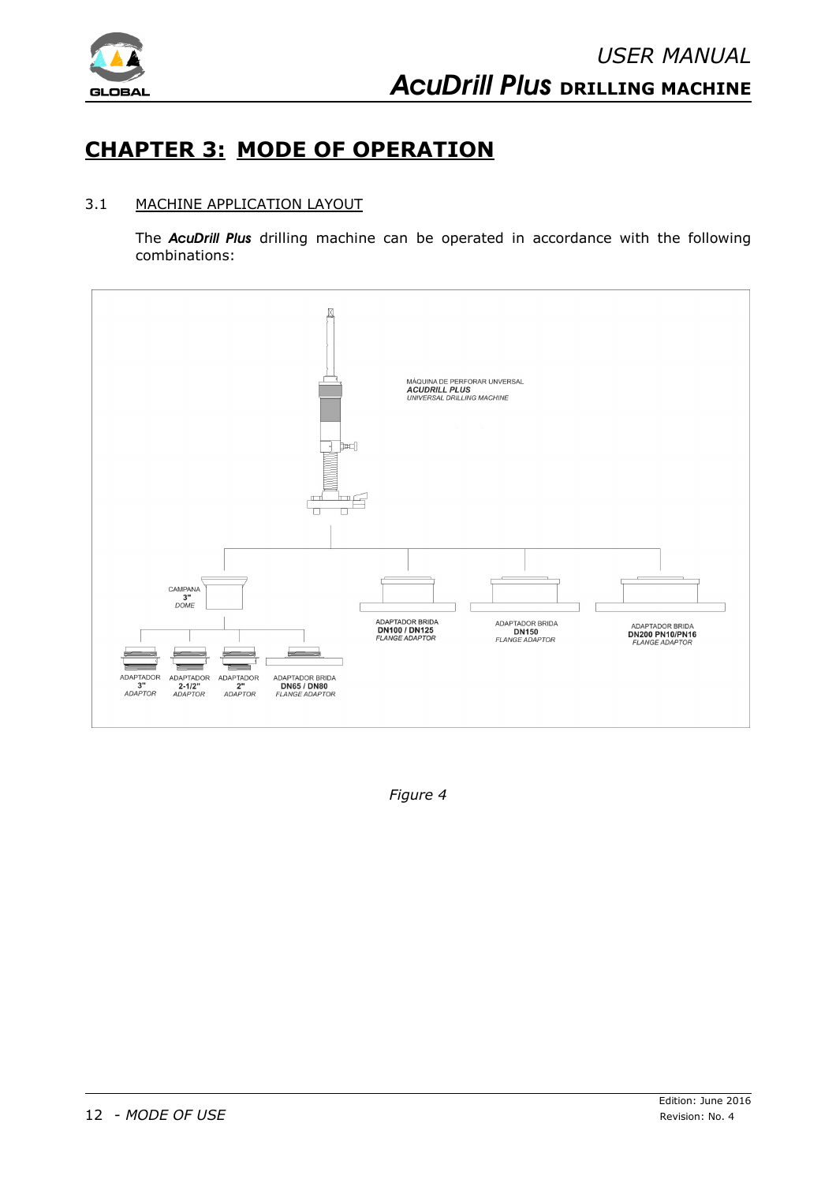# CHAPTER 3: MODE OF OPERATION

## 3.1 MACHINE APPLICATION LAYOUT

The ***AcuDrill Plus*** drilling machine can be operated in accordance with the following combinations:

MÁQUINA DE PERFORAR UNIVERSAL
**ACUDRILL PLUS**
*UNIVERSAL DRILLING MACHINE*

CAMPANA
**3"**
*DOME*

ADAPTADOR BRIDA
**DN100 / DN125**
*FLANGE ADAPTOR*

ADAPTADOR BRIDA
**DN150**
*FLANGE ADAPTOR*

ADAPTADOR BRIDA
**DN200 PN10/PN16**
*FLANGE ADAPTOR*

ADAPTADOR
**3"**
*ADAPTOR*

ADAPTADOR
**2-1/2"**
*ADAPTOR*

ADAPTADOR
**2"**
*ADAPTOR*

ADAPTADOR BRIDA
**DN65 / DN80**
*FLANGE ADAPTOR*

*Figure 4*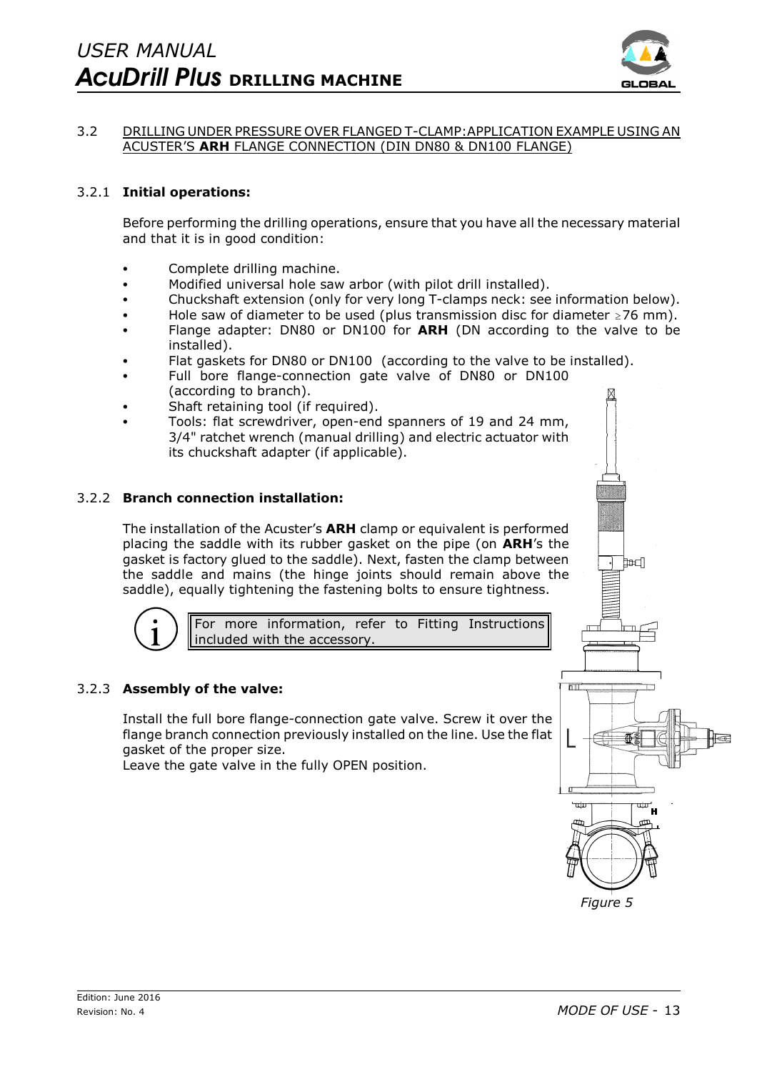## 3.2 DRILLING UNDER PRESSURE OVER FLANGED T-CLAMP: APPLICATION EXAMPLE USING AN ACUSTER'S **ARH** FLANGE CONNECTION (DIN DN80 & DN100 FLANGE)

### 3.2.1 **Initial operations:**

Before performing the drilling operations, ensure that you have all the necessary material and that it is in good condition:

- Complete drilling machine.
- Modified universal hole saw arbor (with pilot drill installed).
- Chuckshaft extension (only for very long T-clamps neck: see information below).
- Hole saw of diameter to be used (plus transmission disc for diameter ≥76 mm).
- Flange adapter: DN80 or DN100 for **ARH** (DN according to the valve to be installed).
- Flat gaskets for DN80 or DN100 (according to the valve to be installed).
- Full bore flange-connection gate valve of DN80 or DN100 (according to branch).
- Shaft retaining tool (if required).
- Tools: flat screwdriver, open-end spanners of 19 and 24 mm, 3/4" ratchet wrench (manual drilling) and electric actuator with its chuckshaft adapter (if applicable).

### 3.2.2 **Branch connection installation:**

The installation of the Acuster's **ARH** clamp or equivalent is performed placing the saddle with its rubber gasket on the pipe (on **ARH**'s the gasket is factory glued to the saddle). Next, fasten the clamp between the saddle and mains (the hinge joints should remain above the saddle), equally tightening the fastening bolts to ensure tightness.

> For more information, refer to Fitting Instructions included with the accessory.

### 3.2.3 **Assembly of the valve:**

Install the full bore flange-connection gate valve. Screw it over the flange branch connection previously installed on the line. Use the flat gasket of the proper size.

Leave the gate valve in the fully OPEN position.

*Figure 5*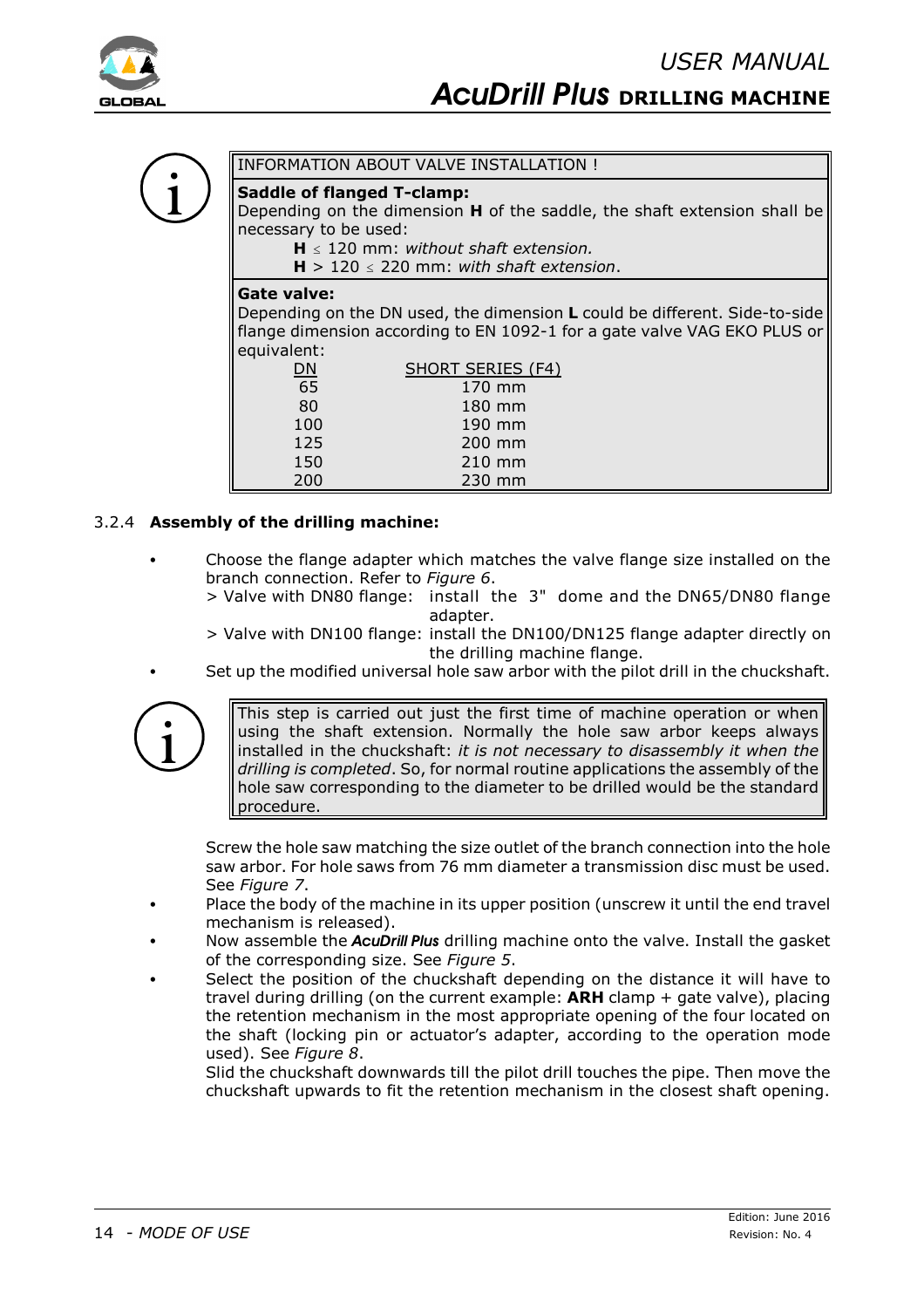INFORMATION ABOUT VALVE INSTALLATION !

**Saddle of flanged T-clamp:**
Depending on the dimension **H** of the saddle, the shaft extension shall be necessary to be used:

**H** ≤ 120 mm: *without shaft extension.*
**H** > 120 ≤ 220 mm: *with shaft extension*.

**Gate valve:**
Depending on the DN used, the dimension **L** could be different. Side-to-side flange dimension according to EN 1092-1 for a gate valve VAG EKO PLUS or equivalent:

| DN | SHORT SERIES (F4) |
|---|---|
| 65 | 170 mm |
| 80 | 180 mm |
| 100 | 190 mm |
| 125 | 200 mm |
| 150 | 210 mm |
| 200 | 230 mm |

3.2.4 **Assembly of the drilling machine:**

- Choose the flange adapter which matches the valve flange size installed on the branch connection. Refer to *Figure 6*.
  > Valve with DN80 flange: install the 3" dome and the DN65/DN80 flange adapter.
  > Valve with DN100 flange: install the DN100/DN125 flange adapter directly on the drilling machine flange.
- Set up the modified universal hole saw arbor with the pilot drill in the chuckshaft.

This step is carried out just the first time of machine operation or when using the shaft extension. Normally the hole saw arbor keeps always installed in the chuckshaft: *it is not necessary to disassembly it when the drilling is completed*. So, for normal routine applications the assembly of the hole saw corresponding to the diameter to be drilled would be the standard procedure.

Screw the hole saw matching the size outlet of the branch connection into the hole saw arbor. For hole saws from 76 mm diameter a transmission disc must be used. See *Figure 7*.

- Place the body of the machine in its upper position (unscrew it until the end travel mechanism is released).
- Now assemble the ***AcuDrill Plus*** drilling machine onto the valve. Install the gasket of the corresponding size. See *Figure 5*.
- Select the position of the chuckshaft depending on the distance it will have to travel during drilling (on the current example: **ARH** clamp + gate valve), placing the retention mechanism in the most appropriate opening of the four located on the shaft (locking pin or actuator's adapter, according to the operation mode used). See *Figure 8*.
  Slid the chuckshaft downwards till the pilot drill touches the pipe. Then move the chuckshaft upwards to fit the retention mechanism in the closest shaft opening.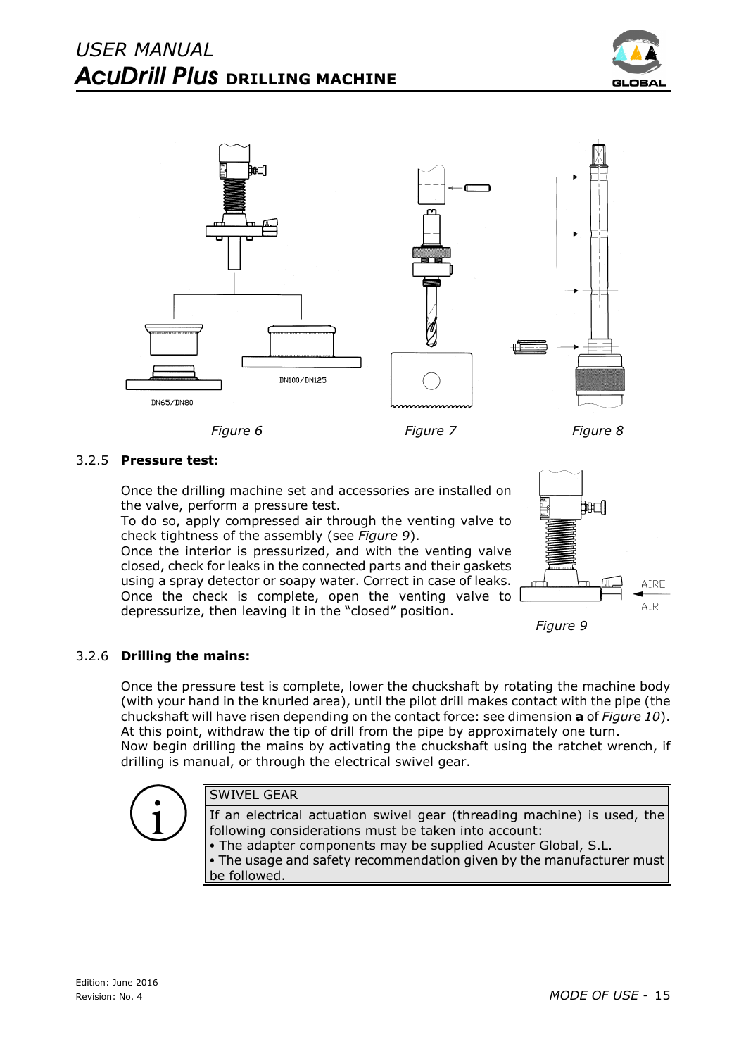DN65/DN80

DN100/DN125

*Figure 6*

*Figure 7*

*Figure 8*

### 3.2.5 **Pressure test:**

Once the drilling machine set and accessories are installed on the valve, perform a pressure test.

To do so, apply compressed air through the venting valve to check tightness of the assembly (see *Figure 9*).

Once the interior is pressurized, and with the venting valve closed, check for leaks in the connected parts and their gaskets using a spray detector or soapy water. Correct in case of leaks. Once the check is complete, open the venting valve to depressurize, then leaving it in the "closed" position.

AIRE

AIR

*Figure 9*

### 3.2.6 **Drilling the mains:**

Once the pressure test is complete, lower the chuckshaft by rotating the machine body (with your hand in the knurled area), until the pilot drill makes contact with the pipe (the chuckshaft will have risen depending on the contact force: see dimension **a** of *Figure 10*). At this point, withdraw the tip of drill from the pipe by approximately one turn.

Now begin drilling the mains by activating the chuckshaft using the ratchet wrench, if drilling is manual, or through the electrical swivel gear.

| SWIVEL GEAR |
| --- |
| If an electrical actuation swivel gear (threading machine) is used, the following considerations must be taken into account:<br>• The adapter components may be supplied Acuster Global, S.L.<br>• The usage and safety recommendation given by the manufacturer must be followed. |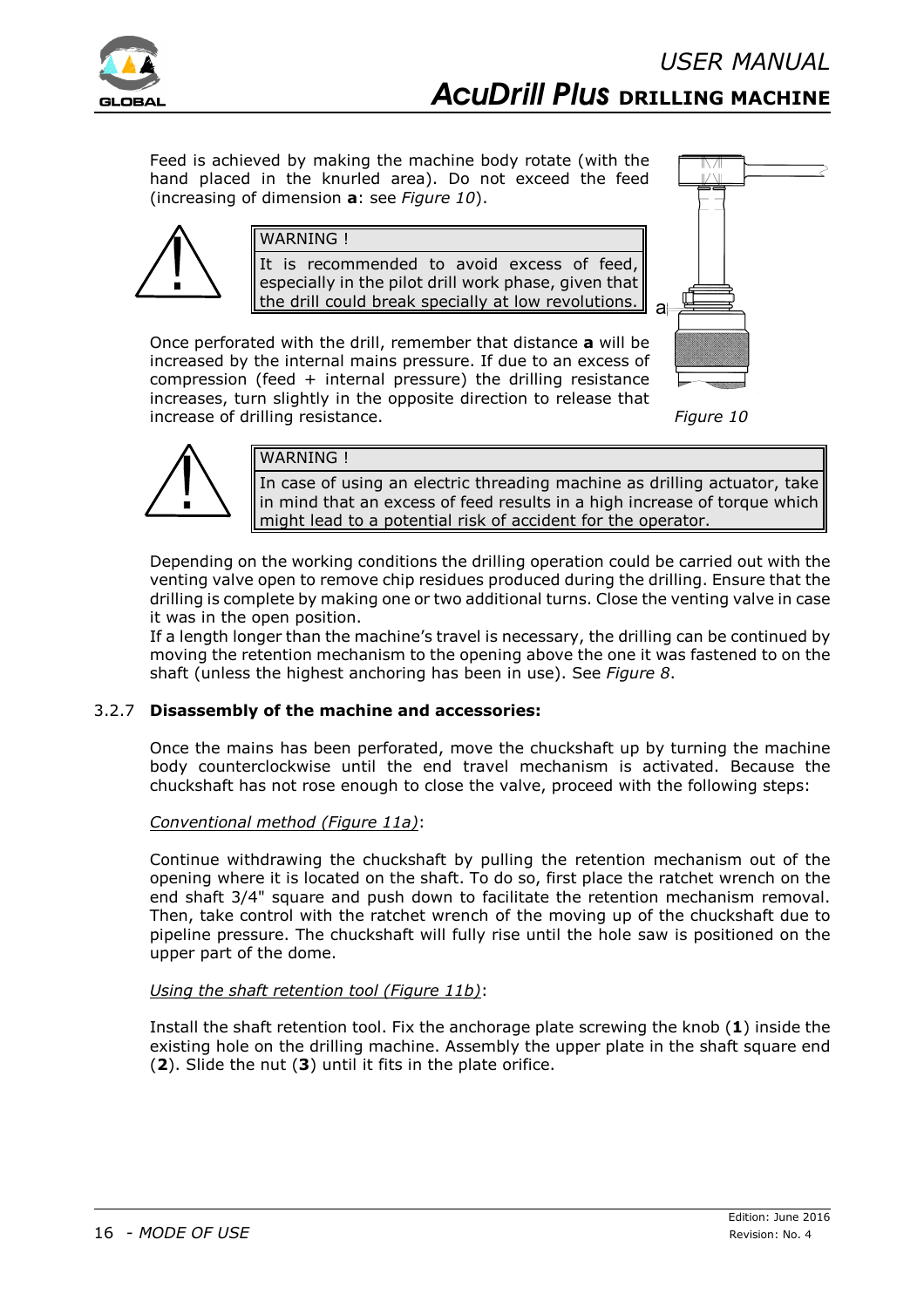Feed is achieved by making the machine body rotate (with the hand placed in the knurled area). Do not exceed the feed (increasing of dimension **a**: see *Figure 10*).

> WARNING !
>
> It is recommended to avoid excess of feed, especially in the pilot drill work phase, given that the drill could break specially at low revolutions.

Once perforated with the drill, remember that distance **a** will be increased by the internal mains pressure. If due to an excess of compression (feed + internal pressure) the drilling resistance increases, turn slightly in the opposite direction to release that increase of drilling resistance.

*Figure 10*

> WARNING !
>
> In case of using an electric threading machine as drilling actuator, take in mind that an excess of feed results in a high increase of torque which might lead to a potential risk of accident for the operator.

Depending on the working conditions the drilling operation could be carried out with the venting valve open to remove chip residues produced during the drilling. Ensure that the drilling is complete by making one or two additional turns. Close the venting valve in case it was in the open position.

If a length longer than the machine's travel is necessary, the drilling can be continued by moving the retention mechanism to the opening above the one it was fastened to on the shaft (unless the highest anchoring has been in use). See *Figure 8*.

### 3.2.7 Disassembly of the machine and accessories:

Once the mains has been perforated, move the chuckshaft up by turning the machine body counterclockwise until the end travel mechanism is activated. Because the chuckshaft has not rose enough to close the valve, proceed with the following steps:

*Conventional method (Figure 11a)*:

Continue withdrawing the chuckshaft by pulling the retention mechanism out of the opening where it is located on the shaft. To do so, first place the ratchet wrench on the end shaft 3/4" square and push down to facilitate the retention mechanism removal. Then, take control with the ratchet wrench of the moving up of the chuckshaft due to pipeline pressure. The chuckshaft will fully rise until the hole saw is positioned on the upper part of the dome.

*Using the shaft retention tool (Figure 11b)*:

Install the shaft retention tool. Fix the anchorage plate screwing the knob (**1**) inside the existing hole on the drilling machine. Assembly the upper plate in the shaft square end (**2**). Slide the nut (**3**) until it fits in the plate orifice.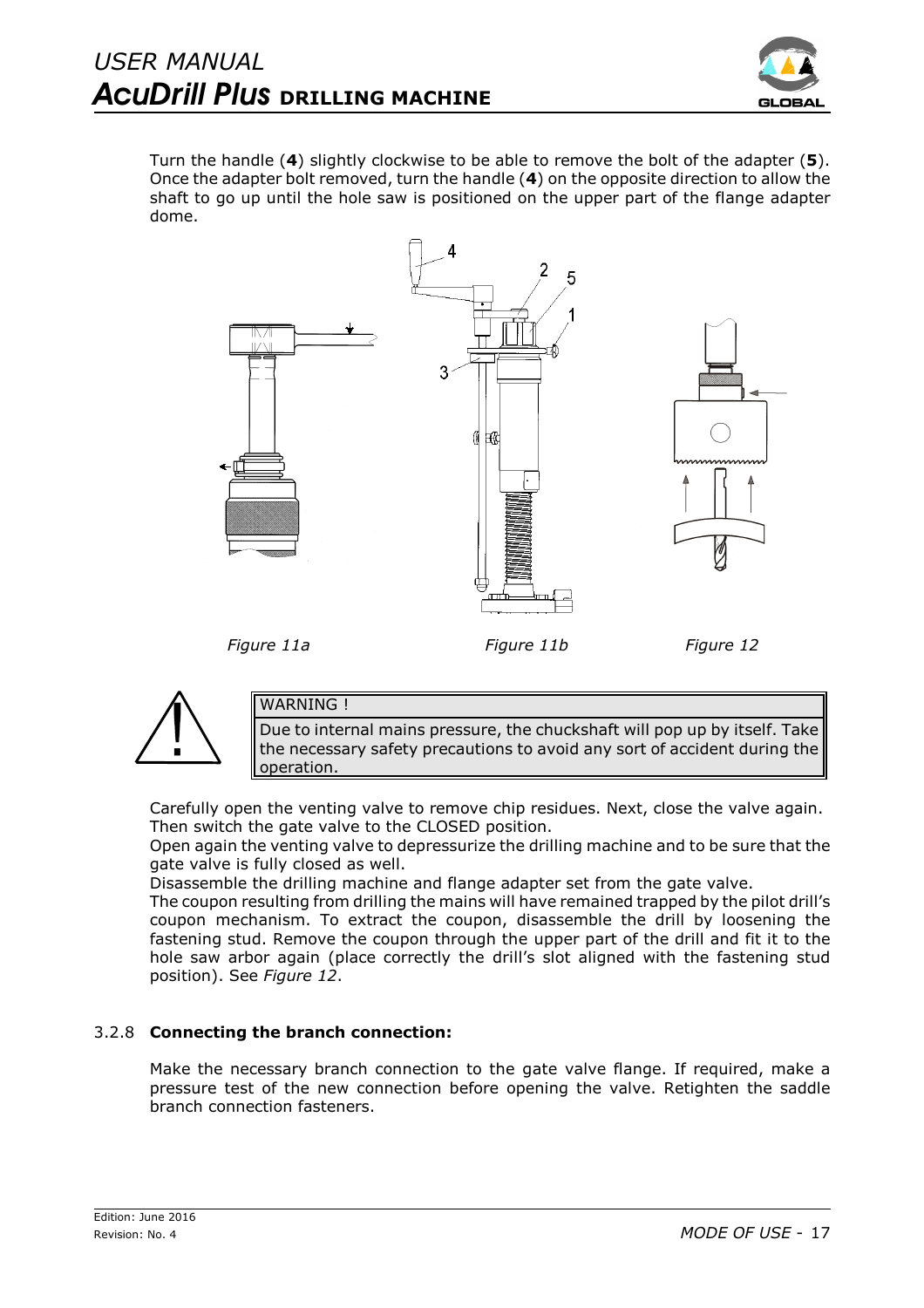Turn the handle (**4**) slightly clockwise to be able to remove the bolt of the adapter (**5**). Once the adapter bolt removed, turn the handle (**4**) on the opposite direction to allow the shaft to go up until the hole saw is positioned on the upper part of the flange adapter dome.

*Figure 11a* *Figure 11b* *Figure 12*

> WARNING !
>
> Due to internal mains pressure, the chuckshaft will pop up by itself. Take the necessary safety precautions to avoid any sort of accident during the operation.

Carefully open the venting valve to remove chip residues. Next, close the valve again. Then switch the gate valve to the CLOSED position.

Open again the venting valve to depressurize the drilling machine and to be sure that the gate valve is fully closed as well.

Disassemble the drilling machine and flange adapter set from the gate valve.

The coupon resulting from drilling the mains will have remained trapped by the pilot drill's coupon mechanism. To extract the coupon, disassemble the drill by loosening the fastening stud. Remove the coupon through the upper part of the drill and fit it to the hole saw arbor again (place correctly the drill's slot aligned with the fastening stud position). See *Figure 12*.

### 3.2.8 **Connecting the branch connection:**

Make the necessary branch connection to the gate valve flange. If required, make a pressure test of the new connection before opening the valve. Retighten the saddle branch connection fasteners.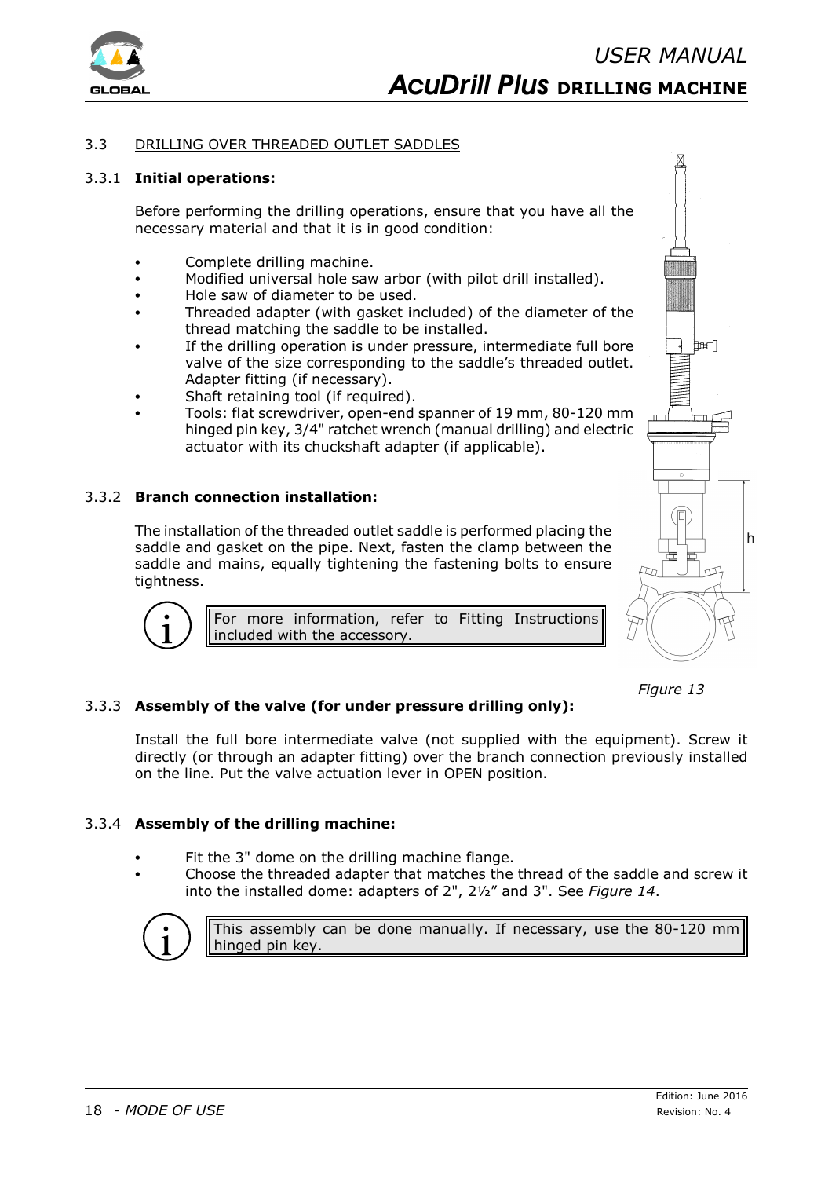## 3.3 DRILLING OVER THREADED OUTLET SADDLES

### 3.3.1 Initial operations:

Before performing the drilling operations, ensure that you have all the necessary material and that it is in good condition:

- Complete drilling machine.
- Modified universal hole saw arbor (with pilot drill installed).
- Hole saw of diameter to be used.
- Threaded adapter (with gasket included) of the diameter of the thread matching the saddle to be installed.
- If the drilling operation is under pressure, intermediate full bore valve of the size corresponding to the saddle's threaded outlet. Adapter fitting (if necessary).
- Shaft retaining tool (if required).
- Tools: flat screwdriver, open-end spanner of 19 mm, 80-120 mm hinged pin key, 3/4" ratchet wrench (manual drilling) and electric actuator with its chuckshaft adapter (if applicable).

### 3.3.2 Branch connection installation:

The installation of the threaded outlet saddle is performed placing the saddle and gasket on the pipe. Next, fasten the clamp between the saddle and mains, equally tightening the fastening bolts to ensure tightness.

> For more information, refer to Fitting Instructions included with the accessory.

*Figure 13*

### 3.3.3 Assembly of the valve (for under pressure drilling only):

Install the full bore intermediate valve (not supplied with the equipment). Screw it directly (or through an adapter fitting) over the branch connection previously installed on the line. Put the valve actuation lever in OPEN position.

### 3.3.4 Assembly of the drilling machine:

- Fit the 3" dome on the drilling machine flange.
- Choose the threaded adapter that matches the thread of the saddle and screw it into the installed dome: adapters of 2", 2½" and 3". See *Figure 14*.

> This assembly can be done manually. If necessary, use the 80-120 mm hinged pin key.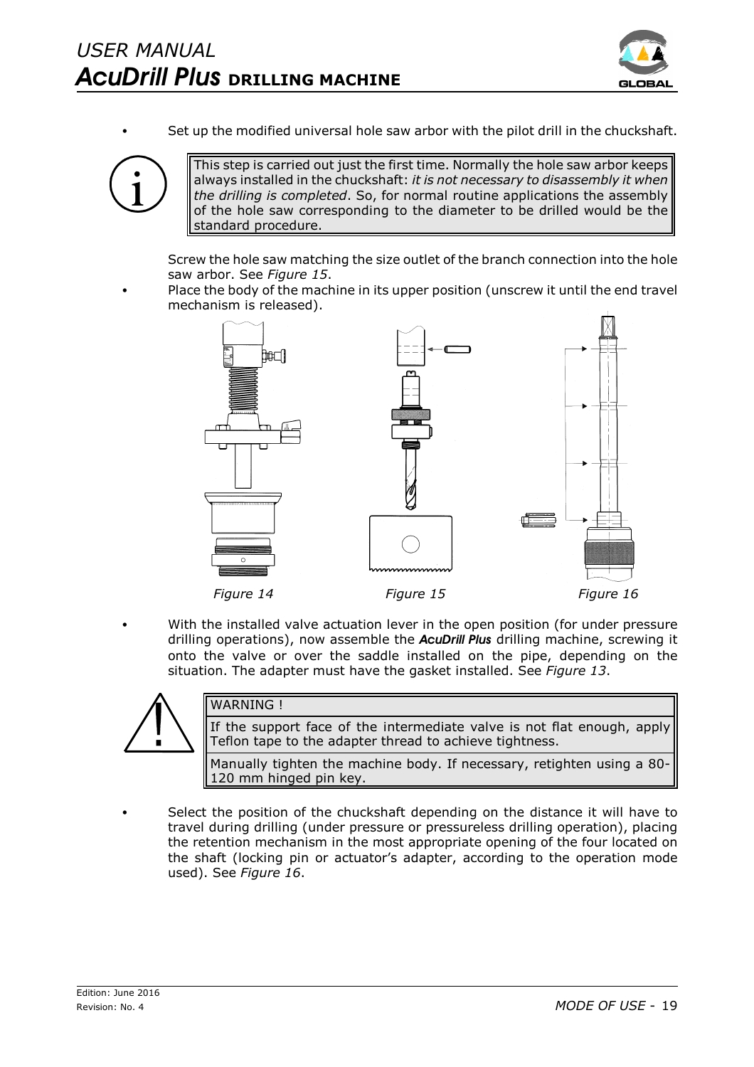- Set up the modified universal hole saw arbor with the pilot drill in the chuckshaft.

> This step is carried out just the first time. Normally the hole saw arbor keeps always installed in the chuckshaft: *it is not necessary to disassembly it when the drilling is completed*. So, for normal routine applications the assembly of the hole saw corresponding to the diameter to be drilled would be the standard procedure.

Screw the hole saw matching the size outlet of the branch connection into the hole saw arbor. See *Figure 15*.

- Place the body of the machine in its upper position (unscrew it until the end travel mechanism is released).

*Figure 14* *Figure 15* *Figure 16*

- With the installed valve actuation lever in the open position (for under pressure drilling operations), now assemble the ***AcuDrill Plus*** drilling machine, screwing it onto the valve or over the saddle installed on the pipe, depending on the situation. The adapter must have the gasket installed. See *Figure 13*.

> WARNING !
>
> If the support face of the intermediate valve is not flat enough, apply Teflon tape to the adapter thread to achieve tightness.
>
> Manually tighten the machine body. If necessary, retighten using a 80-120 mm hinged pin key.

- Select the position of the chuckshaft depending on the distance it will have to travel during drilling (under pressure or pressureless drilling operation), placing the retention mechanism in the most appropriate opening of the four located on the shaft (locking pin or actuator's adapter, according to the operation mode used). See *Figure 16*.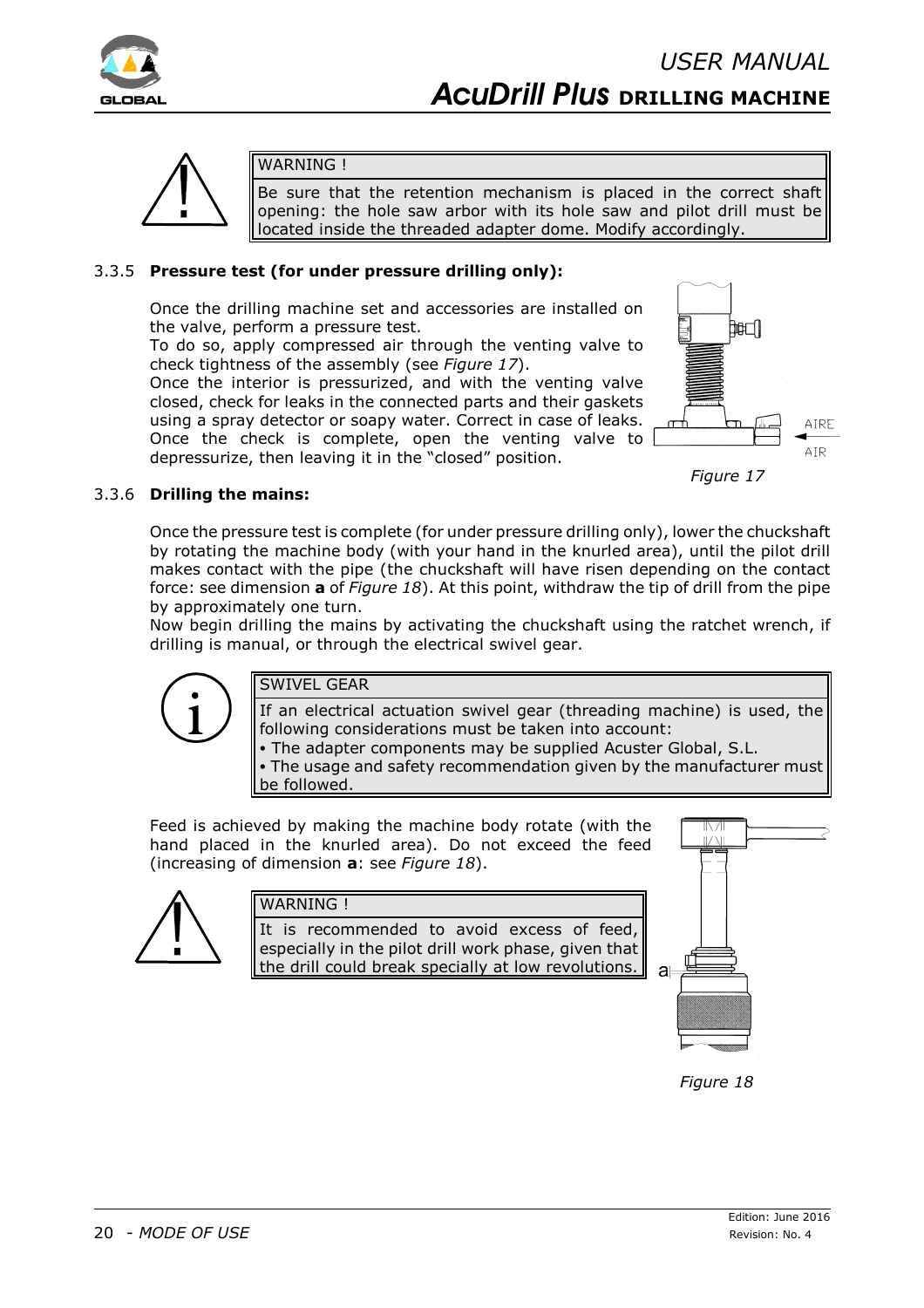> **WARNING !**
>
> Be sure that the retention mechanism is placed in the correct shaft opening: the hole saw arbor with its hole saw and pilot drill must be located inside the threaded adapter dome. Modify accordingly.

### 3.3.5 **Pressure test (for under pressure drilling only):**

Once the drilling machine set and accessories are installed on the valve, perform a pressure test.
To do so, apply compressed air through the venting valve to check tightness of the assembly (see *Figure 17*).
Once the interior is pressurized, and with the venting valve closed, check for leaks in the connected parts and their gaskets using a spray detector or soapy water. Correct in case of leaks.
Once the check is complete, open the venting valve to depressurize, then leaving it in the "closed" position.

AIRE

AIR

*Figure 17*

### 3.3.6 **Drilling the mains:**

Once the pressure test is complete (for under pressure drilling only), lower the chuckshaft by rotating the machine body (with your hand in the knurled area), until the pilot drill makes contact with the pipe (the chuckshaft will have risen depending on the contact force: see dimension **a** of *Figure 18*). At this point, withdraw the tip of drill from the pipe by approximately one turn.
Now begin drilling the mains by activating the chuckshaft using the ratchet wrench, if drilling is manual, or through the electrical swivel gear.

> **SWIVEL GEAR**
>
> If an electrical actuation swivel gear (threading machine) is used, the following considerations must be taken into account:
> • The adapter components may be supplied Acuster Global, S.L.
> • The usage and safety recommendation given by the manufacturer must be followed.

Feed is achieved by making the machine body rotate (with the hand placed in the knurled area). Do not exceed the feed (increasing of dimension **a**: see *Figure 18*).

> **WARNING !**
>
> It is recommended to avoid excess of feed, especially in the pilot drill work phase, given that the drill could break specially at low revolutions.

a

*Figure 18*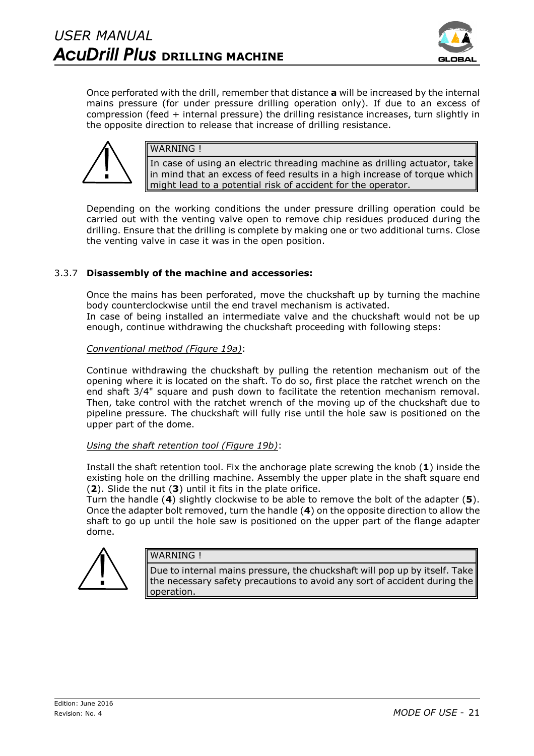Once perforated with the drill, remember that distance **a** will be increased by the internal mains pressure (for under pressure drilling operation only). If due to an excess of compression (feed + internal pressure) the drilling resistance increases, turn slightly in the opposite direction to release that increase of drilling resistance.

> WARNING !
>
> In case of using an electric threading machine as drilling actuator, take in mind that an excess of feed results in a high increase of torque which might lead to a potential risk of accident for the operator.

Depending on the working conditions the under pressure drilling operation could be carried out with the venting valve open to remove chip residues produced during the drilling. Ensure that the drilling is complete by making one or two additional turns. Close the venting valve in case it was in the open position.

### 3.3.7 **Disassembly of the machine and accessories:**

Once the mains has been perforated, move the chuckshaft up by turning the machine body counterclockwise until the end travel mechanism is activated.
In case of being installed an intermediate valve and the chuckshaft would not be up enough, continue withdrawing the chuckshaft proceeding with following steps:

*Conventional method (Figure 19a)*:

Continue withdrawing the chuckshaft by pulling the retention mechanism out of the opening where it is located on the shaft. To do so, first place the ratchet wrench on the end shaft 3/4" square and push down to facilitate the retention mechanism removal. Then, take control with the ratchet wrench of the moving up of the chuckshaft due to pipeline pressure. The chuckshaft will fully rise until the hole saw is positioned on the upper part of the dome.

*Using the shaft retention tool (Figure 19b)*:

Install the shaft retention tool. Fix the anchorage plate screwing the knob (**1**) inside the existing hole on the drilling machine. Assembly the upper plate in the shaft square end (**2**). Slide the nut (**3**) until it fits in the plate orifice.
Turn the handle (**4**) slightly clockwise to be able to remove the bolt of the adapter (**5**). Once the adapter bolt removed, turn the handle (**4**) on the opposite direction to allow the shaft to go up until the hole saw is positioned on the upper part of the flange adapter dome.

> WARNING !
>
> Due to internal mains pressure, the chuckshaft will pop up by itself. Take the necessary safety precautions to avoid any sort of accident during the operation.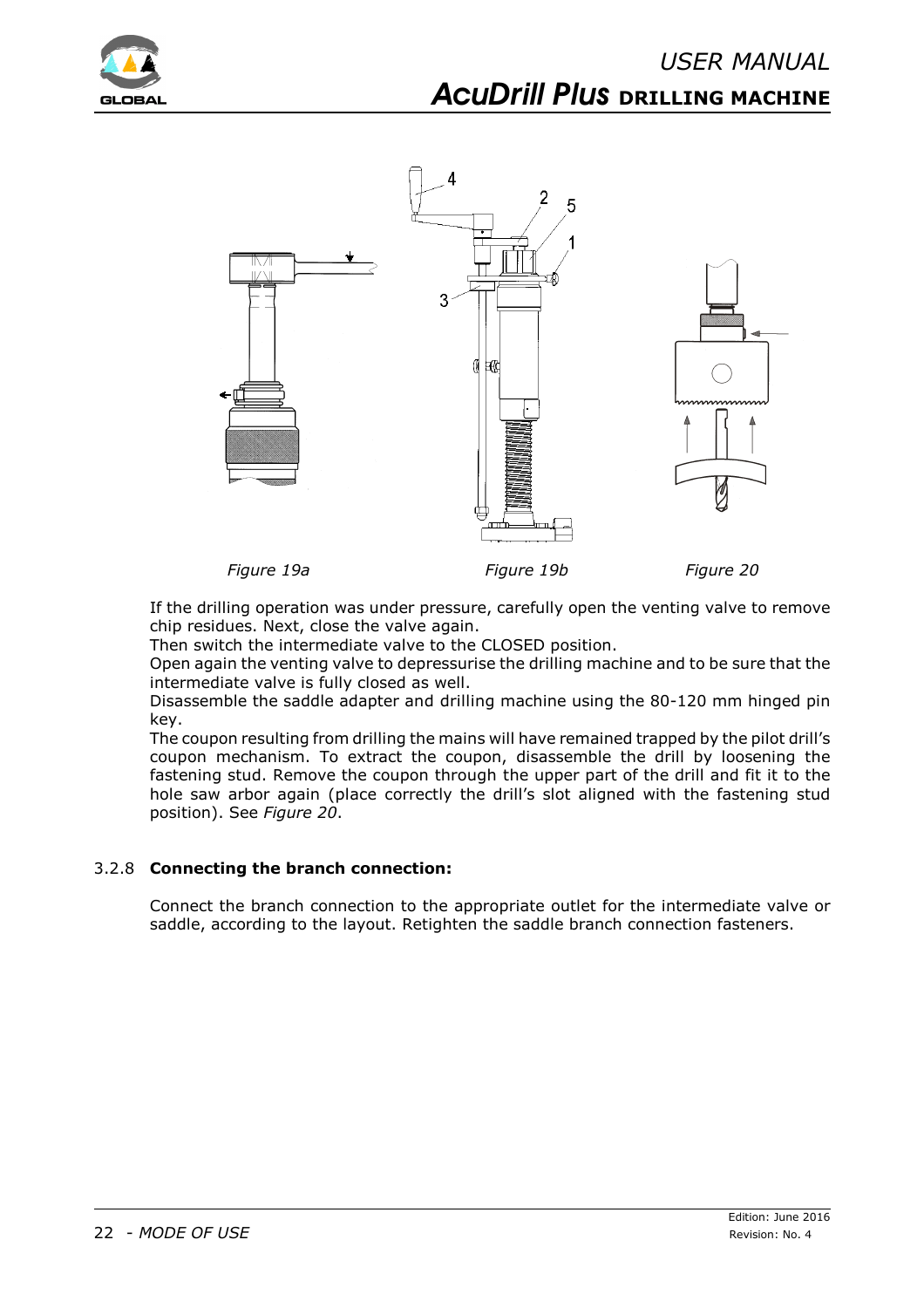Figure 19a

Figure 19b

Figure 20

If the drilling operation was under pressure, carefully open the venting valve to remove chip residues. Next, close the valve again.
Then switch the intermediate valve to the CLOSED position.
Open again the venting valve to depressurise the drilling machine and to be sure that the intermediate valve is fully closed as well.
Disassemble the saddle adapter and drilling machine using the 80-120 mm hinged pin key.
The coupon resulting from drilling the mains will have remained trapped by the pilot drill's coupon mechanism. To extract the coupon, disassemble the drill by loosening the fastening stud. Remove the coupon through the upper part of the drill and fit it to the hole saw arbor again (place correctly the drill's slot aligned with the fastening stud position). See *Figure 20*.

### 3.2.8 **Connecting the branch connection:**

Connect the branch connection to the appropriate outlet for the intermediate valve or saddle, according to the layout. Retighten the saddle branch connection fasteners.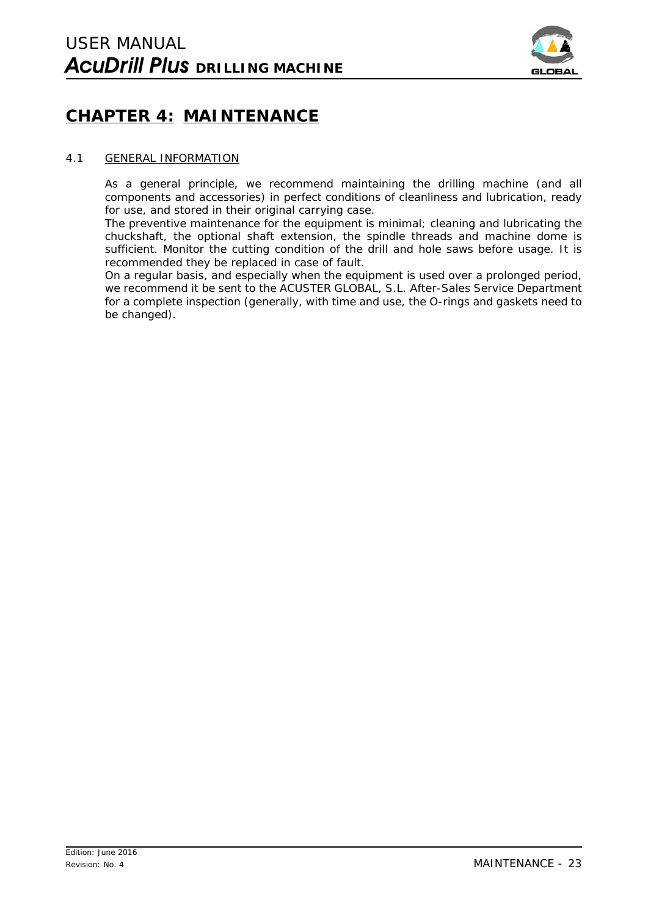# CHAPTER 4: MAINTENANCE

## 4.1 GENERAL INFORMATION

As a general principle, we recommend maintaining the drilling machine (and all components and accessories) in perfect conditions of cleanliness and lubrication, ready for use, and stored in their original carrying case.

The preventive maintenance for the equipment is minimal; cleaning and lubricating the chuckshaft, the optional shaft extension, the spindle threads and machine dome is sufficient. Monitor the cutting condition of the drill and hole saws before usage. It is recommended they be replaced in case of fault.

On a regular basis, and especially when the equipment is used over a prolonged period, we recommend it be sent to the ACUSTER GLOBAL, S.L. After-Sales Service Department for a complete inspection (generally, with time and use, the O-rings and gaskets need to be changed).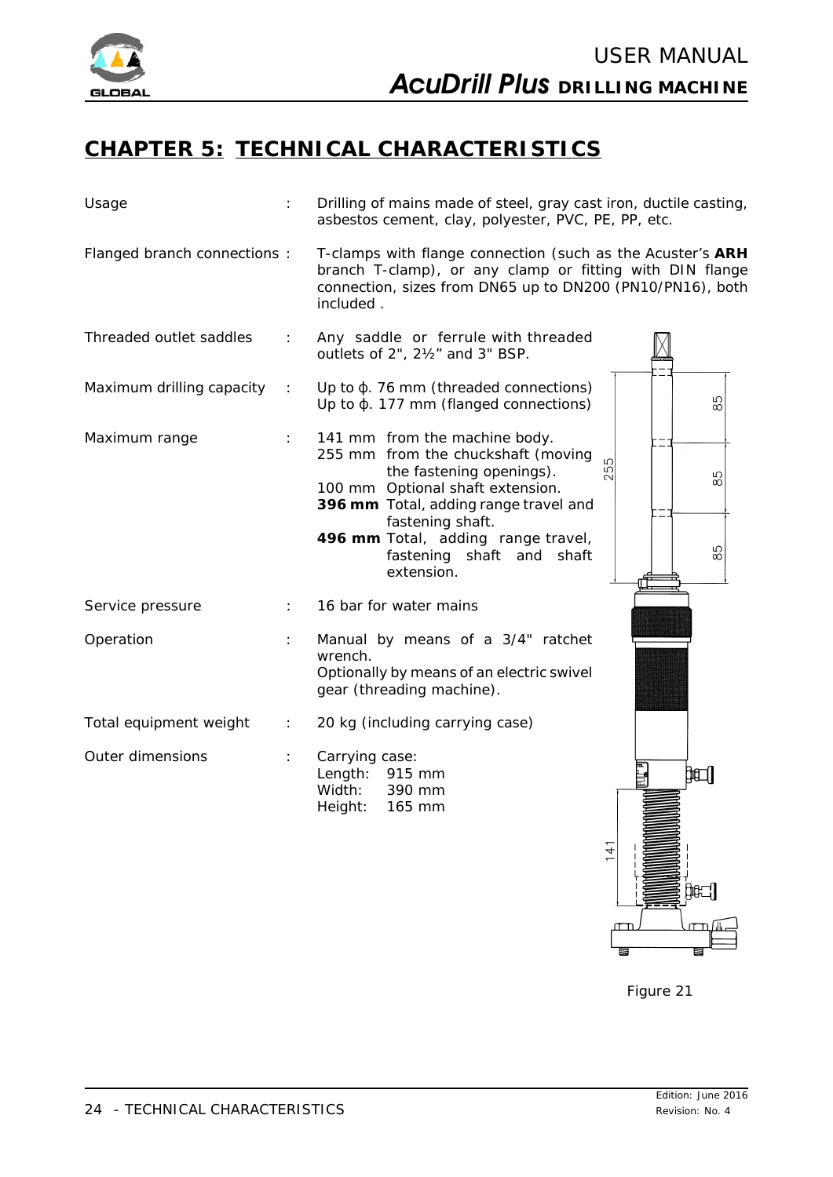## CHAPTER 5: TECHNICAL CHARACTERISTICS

| | | |
|---|---|---|
| Usage | : | Drilling of mains made of steel, gray cast iron, ductile casting, asbestos cement, clay, polyester, PVC, PE, PP, etc. |
| Flanged branch connections | : | T-clamps with flange connection (such as the Acuster's **ARH** branch T-clamp), or any clamp or fitting with DIN flange connection, sizes from DN65 up to DN200 (PN10/PN16), both included . |
| Threaded outlet saddles | : | Any saddle or ferrule with threaded outlets of 2", 2½" and 3" BSP. |
| Maximum drilling capacity | : | Up to ϕ. 76 mm (threaded connections)<br>Up to ϕ. 177 mm (flanged connections) |
| Maximum range | : | 141 mm from the machine body.<br>255 mm from the chuckshaft (moving the fastening openings).<br>100 mm Optional shaft extension.<br>**396 mm** Total, adding range travel and fastening shaft.<br>**496 mm** Total, adding range travel, fastening shaft and shaft extension. |
| Service pressure | : | 16 bar for water mains |
| Operation | : | Manual by means of a 3/4" ratchet wrench.<br>Optionally by means of an electric swivel gear (threading machine). |
| Total equipment weight | : | 20 kg (including carrying case) |
| Outer dimensions | : | Carrying case:<br>Length: 915 mm<br>Width: 390 mm<br>Height: 165 mm |

Figure 21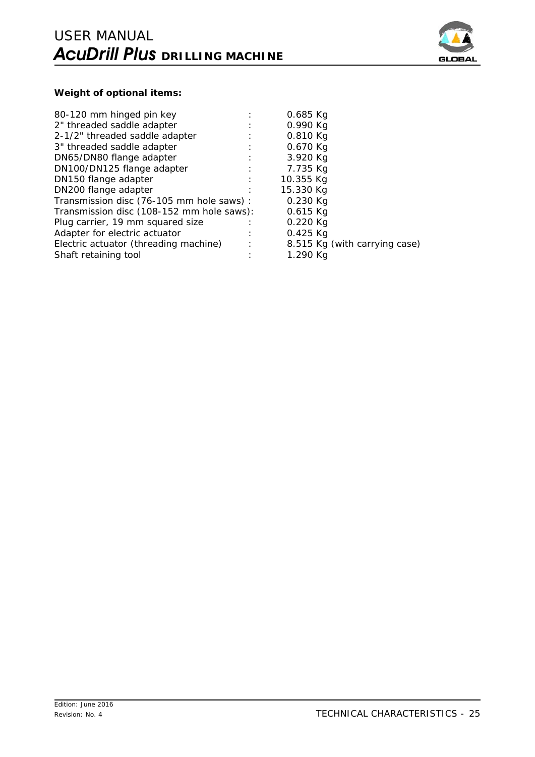**Weight of optional items:**

| Item | | Weight |
|---|---|---|
| 80-120 mm hinged pin key | : | 0.685 Kg |
| 2" threaded saddle adapter | : | 0.990 Kg |
| 2-1/2" threaded saddle adapter | : | 0.810 Kg |
| 3" threaded saddle adapter | : | 0.670 Kg |
| DN65/DN80 flange adapter | : | 3.920 Kg |
| DN100/DN125 flange adapter | : | 7.735 Kg |
| DN150 flange adapter | : | 10.355 Kg |
| DN200 flange adapter | : | 15.330 Kg |
| Transmission disc (76-105 mm hole saws) | : | 0.230 Kg |
| Transmission disc (108-152 mm hole saws) | : | 0.615 Kg |
| Plug carrier, 19 mm squared size | : | 0.220 Kg |
| Adapter for electric actuator | : | 0.425 Kg |
| Electric actuator (threading machine) | : | 8.515 Kg (with carrying case) |
| Shaft retaining tool | : | 1.290 Kg |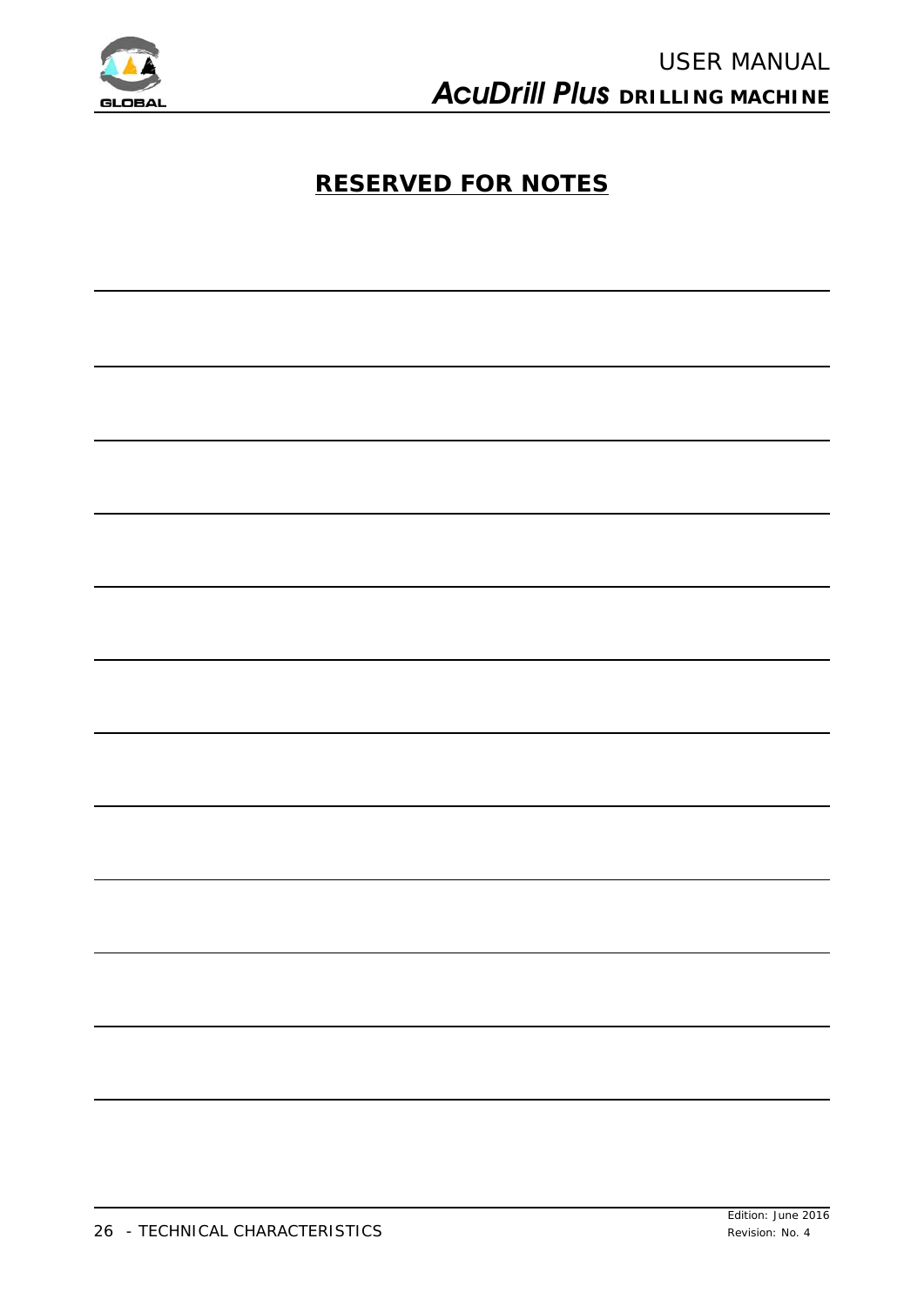## RESERVED FOR NOTES